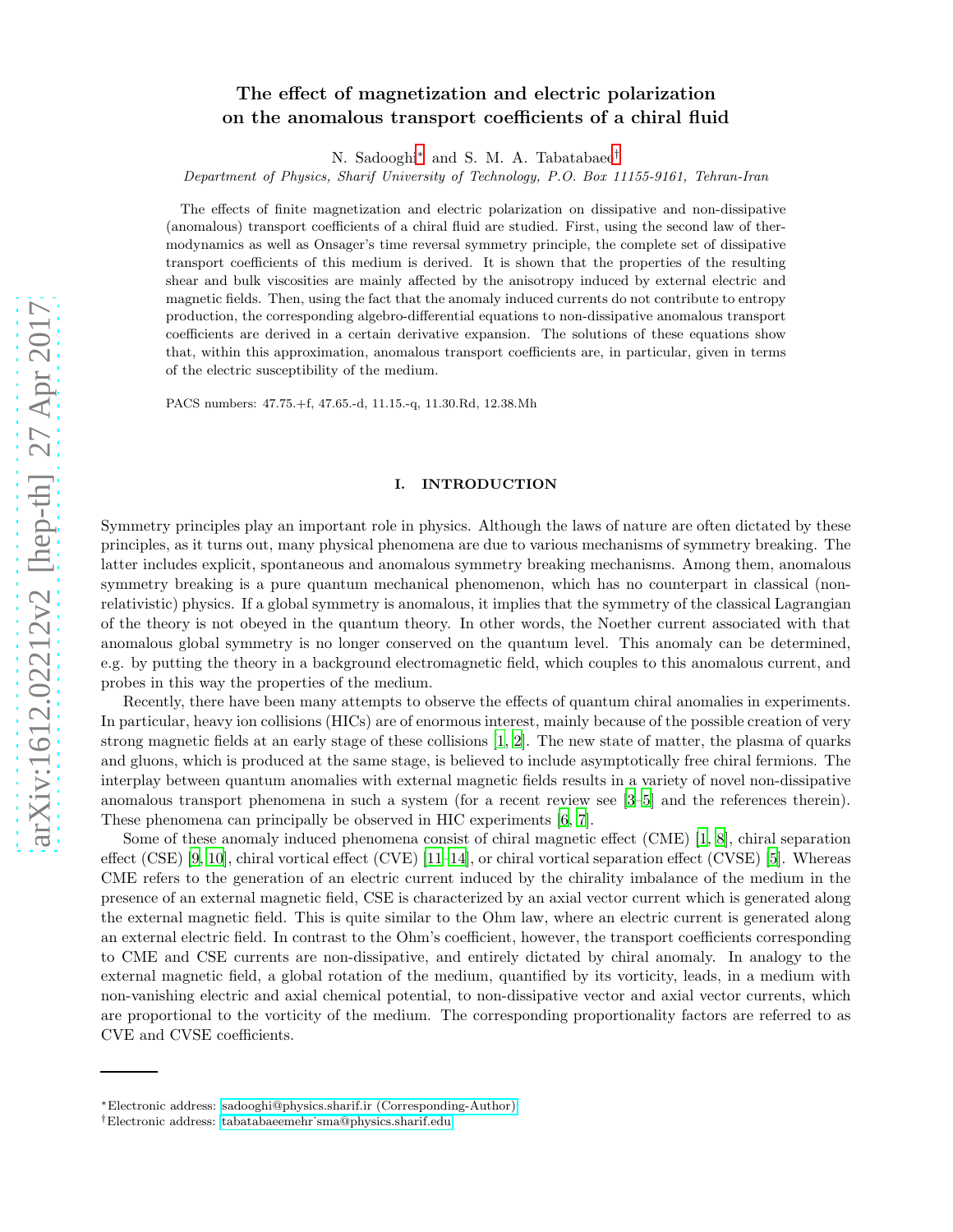# The effect of magnetization and electric polarization on the anomalous transport coefficients of a chiral fluid

N. Sadooghi[*] and S. M. A. Tabatabaee[†]

*Department of Physics, Sharif University of Technology, P.O. Box 11155-9161, Tehran-Iran*

The effects of finite magnetization and electric polarization on dissipative and non-dissipative (anomalous) transport coefficients of a chiral fluid are studied. First, using the second law of thermodynamics as well as Onsager's time reversal symmetry principle, the complete set of dissipative transport coefficients of this medium is derived. It is shown that the properties of the resulting shear and bulk viscosities are mainly affected by the anisotropy induced by external electric and magnetic fields. Then, using the fact that the anomaly induced currents do not contribute to entropy production, the corresponding algebro-differential equations to non-dissipative anomalous transport coefficients are derived in a certain derivative expansion. The solutions of these equations show that, within this approximation, anomalous transport coefficients are, in particular, given in terms of the electric susceptibility of the medium.

PACS numbers: 47.75.+f, 47.65.-d, 11.15.-q, 11.30.Rd, 12.38.Mh

## I. INTRODUCTION

Symmetry principles play an important role in physics. Although the laws of nature are often dictated by these principles, as it turns out, many physical phenomena are due to various mechanisms of symmetry breaking. The latter includes explicit, spontaneous and anomalous symmetry breaking mechanisms. Among them, anomalous symmetry breaking is a pure quantum mechanical phenomenon, which has no counterpart in classical (non-relativistic) physics. If a global symmetry is anomalous, it implies that the symmetry of the classical Lagrangian of the theory is not obeyed in the quantum theory. In other words, the Noether current associated with that anomalous global symmetry is no longer conserved on the quantum level. This anomaly can be determined, e.g. by putting the theory in a background electromagnetic field, which couples to this anomalous current, and probes in this way the properties of the medium.

Recently, there have been many attempts to observe the effects of quantum chiral anomalies in experiments. In particular, heavy ion collisions (HICs) are of enormous interest, mainly because of the possible creation of very strong magnetic fields at an early stage of these collisions [1, 2]. The new state of matter, the plasma of quarks and gluons, which is produced at the same stage, is believed to include asymptotically free chiral fermions. The interplay between quantum anomalies with external magnetic fields results in a variety of novel non-dissipative anomalous transport phenomena in such a system (for a recent review see [3–5] and the references therein). These phenomena can principally be observed in HIC experiments [6, 7].

Some of these anomaly induced phenomena consist of chiral magnetic effect (CME) [1, 8], chiral separation effect (CSE) [9, 10], chiral vortical effect (CVE) [11–14], or chiral vortical separation effect (CVSE) [5]. Whereas CME refers to the generation of an electric current induced by the chirality imbalance of the medium in the presence of an external magnetic field, CSE is characterized by an axial vector current which is generated along the external magnetic field. This is quite similar to the Ohm law, where an electric current is generated along an external electric field. In contrast to the Ohm's coefficient, however, the transport coefficients corresponding to CME and CSE currents are non-dissipative, and entirely dictated by chiral anomaly. In analogy to the external magnetic field, a global rotation of the medium, quantified by its vorticity, leads, in a medium with non-vanishing electric and axial chemical potential, to non-dissipative vector and axial vector currents, which are proportional to the vorticity of the medium. The corresponding proportionality factors are referred to as CVE and CVSE coefficients.

---

[*]Electronic address: sadooghi@physics.sharif.ir (Corresponding-Author)
[†]Electronic address: tabatabaeemehr˙sma@physics.sharif.edu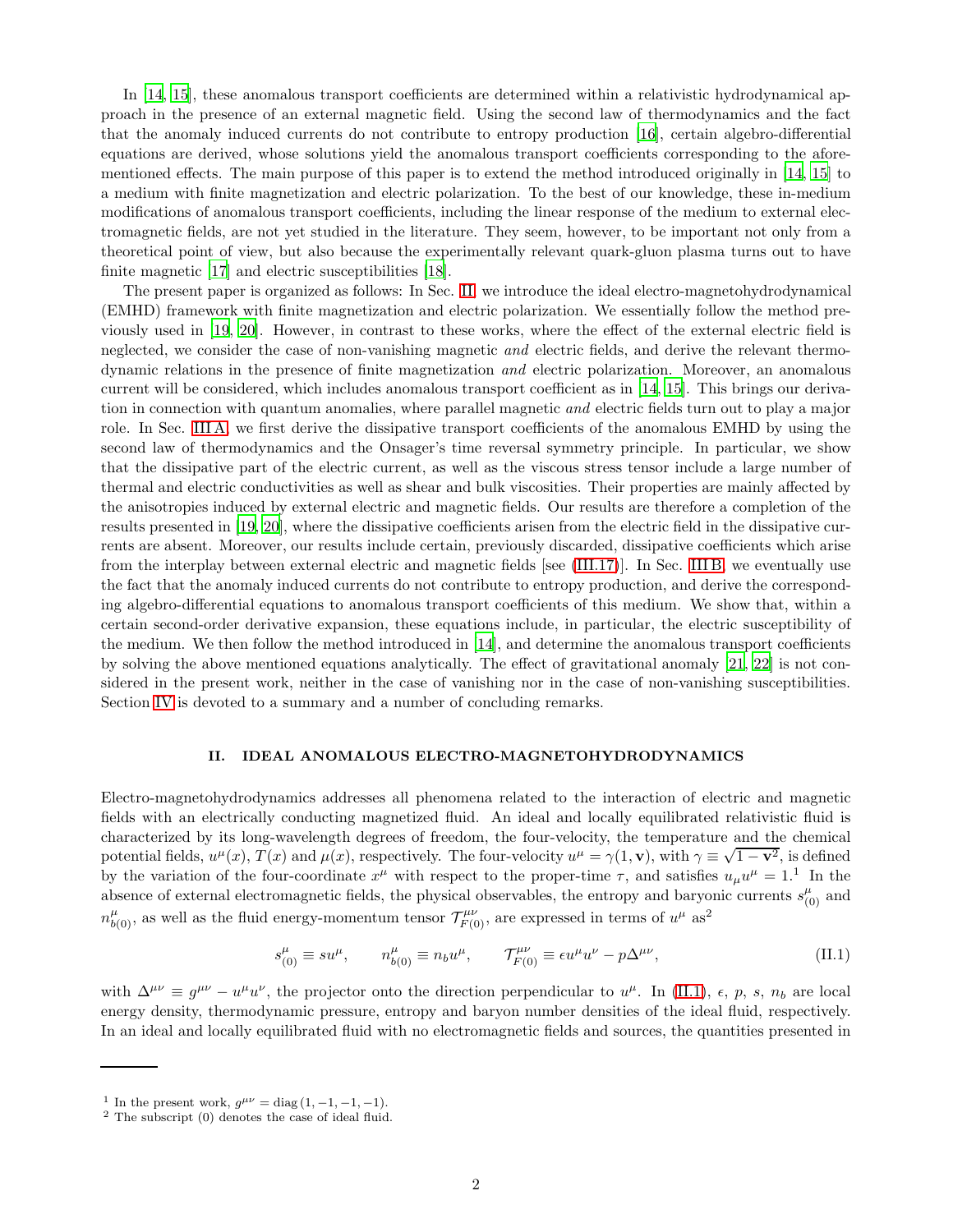In [14, 15], these anomalous transport coefficients are determined within a relativistic hydrodynamical approach in the presence of an external magnetic field. Using the second law of thermodynamics and the fact that the anomaly induced currents do not contribute to entropy production [16], certain algebro-differential equations are derived, whose solutions yield the anomalous transport coefficients corresponding to the aforementioned effects. The main purpose of this paper is to extend the method introduced originally in [14, 15] to a medium with finite magnetization and electric polarization. To the best of our knowledge, these in-medium modifications of anomalous transport coefficients, including the linear response of the medium to external electromagnetic fields, are not yet studied in the literature. They seem, however, to be important not only from a theoretical point of view, but also because the experimentally relevant quark-gluon plasma turns out to have finite magnetic [17] and electric susceptibilities [18].

The present paper is organized as follows: In Sec. II we introduce the ideal electro-magnetohydrodynamical (EMHD) framework with finite magnetization and electric polarization. We essentially follow the method previously used in [19, 20]. However, in contrast to these works, where the effect of the external electric field is neglected, we consider the case of non-vanishing magnetic *and* electric fields, and derive the relevant thermodynamic relations in the presence of finite magnetization *and* electric polarization. Moreover, an anomalous current will be considered, which includes anomalous transport coefficient as in [14, 15]. This brings our derivation in connection with quantum anomalies, where parallel magnetic *and* electric fields turn out to play a major role. In Sec. III A, we first derive the dissipative transport coefficients of the anomalous EMHD by using the second law of thermodynamics and the Onsager's time reversal symmetry principle. In particular, we show that the dissipative part of the electric current, as well as the viscous stress tensor include a large number of thermal and electric conductivities as well as shear and bulk viscosities. Their properties are mainly affected by the anisotropies induced by external electric and magnetic fields. Our results are therefore a completion of the results presented in [19, 20], where the dissipative coefficients arisen from the electric field in the dissipative currents are absent. Moreover, our results include certain, previously discarded, dissipative coefficients which arise from the interplay between external electric and magnetic fields [see (III.17)]. In Sec. III B, we eventually use the fact that the anomaly induced currents do not contribute to entropy production, and derive the corresponding algebro-differential equations to anomalous transport coefficients of this medium. We show that, within a certain second-order derivative expansion, these equations include, in particular, the electric susceptibility of the medium. We then follow the method introduced in [14], and determine the anomalous transport coefficients by solving the above mentioned equations analytically. The effect of gravitational anomaly [21, 22] is not considered in the present work, neither in the case of vanishing nor in the case of non-vanishing susceptibilities. Section IV is devoted to a summary and a number of concluding remarks.

## II. IDEAL ANOMALOUS ELECTRO-MAGNETOHYDRODYNAMICS

Electro-magnetohydrodynamics addresses all phenomena related to the interaction of electric and magnetic fields with an electrically conducting magnetized fluid. An ideal and locally equilibrated relativistic fluid is characterized by its long-wavelength degrees of freedom, the four-velocity, the temperature and the chemical potential fields, $u^\mu(x)$, $T(x)$ and $\mu(x)$, respectively. The four-velocity $u^\mu = \gamma(1, \mathbf{v})$, with $\gamma \equiv \sqrt{1-\mathbf{v}^2}$, is defined by the variation of the four-coordinate $x^\mu$ with respect to the proper-time $\tau$, and satisfies $u_\mu u^\mu = 1$.[1] In the absence of external electromagnetic fields, the physical observables, the entropy and baryonic currents $s^\mu_{(0)}$ and $n^\mu_{b(0)}$, as well as the fluid energy-momentum tensor $\mathcal{T}^{\mu\nu}_{F(0)}$, are expressed in terms of $u^\mu$ as[2]

$$
s^\mu_{(0)} \equiv s u^\mu, \qquad n^\mu_{b(0)} \equiv n_b u^\mu, \qquad \mathcal{T}^{\mu\nu}_{F(0)} \equiv \epsilon u^\mu u^\nu - p\Delta^{\mu\nu}, \tag{II.1}
$$

with $\Delta^{\mu\nu} \equiv g^{\mu\nu} - u^\mu u^\nu$, the projector onto the direction perpendicular to $u^\mu$. In (II.1), $\epsilon$, $p$, $s$, $n_b$ are local energy density, thermodynamic pressure, entropy and baryon number densities of the ideal fluid, respectively. In an ideal and locally equilibrated fluid with no electromagnetic fields and sources, the quantities presented in

---

[1] In the present work, $g^{\mu\nu} = \mathrm{diag}(1, -1, -1, -1)$.

[2] The subscript (0) denotes the case of ideal fluid.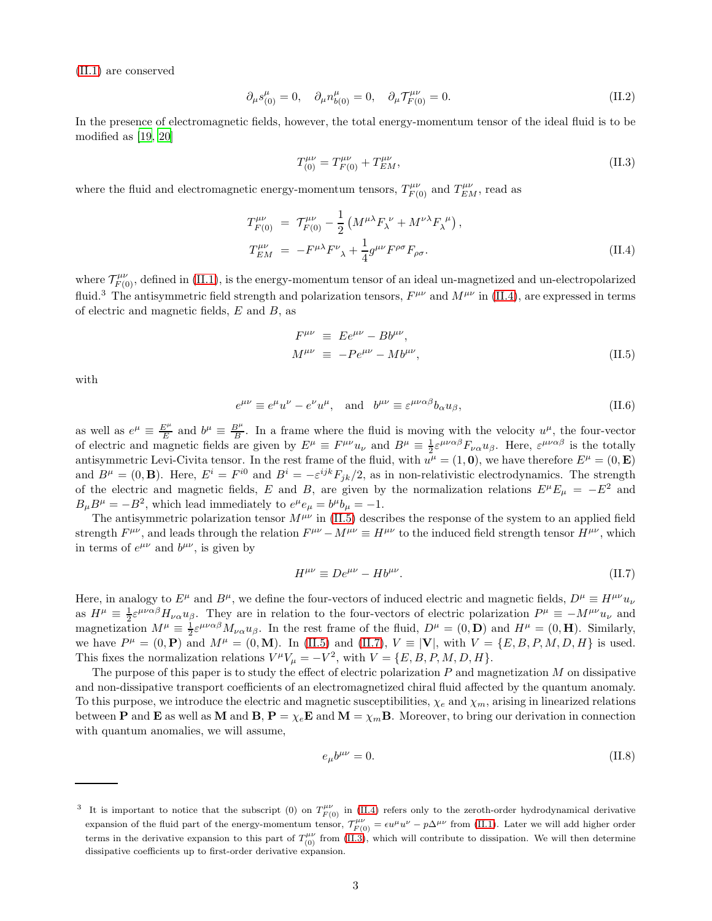(II.1) are conserved

$$\partial_\mu s^\mu_{(0)} = 0, \quad \partial_\mu n^\mu_{b(0)} = 0, \quad \partial_\mu \mathcal{T}^{\mu\nu}_{F(0)} = 0. \tag{II.2}$$

In the presence of electromagnetic fields, however, the total energy-momentum tensor of the ideal fluid is to be modified as [19, 20]

$$T^{\mu\nu}_{(0)} = T^{\mu\nu}_{F(0)} + T^{\mu\nu}_{EM}, \tag{II.3}$$

where the fluid and electromagnetic energy-momentum tensors, $T^{\mu\nu}_{F(0)}$ and $T^{\mu\nu}_{EM}$, read as

$$\begin{aligned} T^{\mu\nu}_{F(0)} &= \mathcal{T}^{\mu\nu}_{F(0)} - \frac{1}{2}\left(M^{\mu\lambda}F_\lambda{}^\nu + M^{\nu\lambda}F_\lambda{}^\mu\right), \\ T^{\mu\nu}_{EM} &= -F^{\mu\lambda}F^\nu{}_\lambda + \frac{1}{4}g^{\mu\nu}F^{\rho\sigma}F_{\rho\sigma}. \end{aligned} \tag{II.4}$$

where $\mathcal{T}^{\mu\nu}_{F(0)}$, defined in (II.1), is the energy-momentum tensor of an ideal un-magnetized and un-electropolarized fluid.[3] The antisymmetric field strength and polarization tensors, $F^{\mu\nu}$ and $M^{\mu\nu}$ in (II.4), are expressed in terms of electric and magnetic fields, $E$ and $B$, as

$$\begin{aligned} F^{\mu\nu} &\equiv Ee^{\mu\nu} - Bb^{\mu\nu}, \\ M^{\mu\nu} &\equiv -Pe^{\mu\nu} - Mb^{\mu\nu}, \end{aligned} \tag{II.5}$$

with

$$e^{\mu\nu} \equiv e^\mu u^\nu - e^\nu u^\mu, \quad \text{and} \quad b^{\mu\nu} \equiv \varepsilon^{\mu\nu\alpha\beta}b_\alpha u_\beta, \tag{II.6}$$

as well as $e^\mu \equiv \frac{E^\mu}{E}$ and $b^\mu \equiv \frac{B^\mu}{B}$. In a frame where the fluid is moving with the velocity $u^\mu$, the four-vector of electric and magnetic fields are given by $E^\mu \equiv F^{\mu\nu}u_\nu$ and $B^\mu \equiv \frac{1}{2}\varepsilon^{\mu\nu\alpha\beta}F_{\nu\alpha}u_\beta$. Here, $\varepsilon^{\mu\nu\alpha\beta}$ is the totally antisymmetric Levi-Civita tensor. In the rest frame of the fluid, with $u^\mu = (1, \mathbf{0})$, we have therefore $E^\mu = (0, \mathbf{E})$ and $B^\mu = (0, \mathbf{B})$. Here, $E^i = F^{i0}$ and $B^i = -\varepsilon^{ijk}F_{jk}/2$, as in non-relativistic electrodynamics. The strength of the electric and magnetic fields, $E$ and $B$, are given by the normalization relations $E^\mu E_\mu = -E^2$ and $B_\mu B^\mu = -B^2$, which lead immediately to $e^\mu e_\mu = b^\mu b_\mu = -1$.

The antisymmetric polarization tensor $M^{\mu\nu}$ in (II.5) describes the response of the system to an applied field strength $F^{\mu\nu}$, and leads through the relation $F^{\mu\nu} - M^{\mu\nu} \equiv H^{\mu\nu}$ to the induced field strength tensor $H^{\mu\nu}$, which in terms of $e^{\mu\nu}$ and $b^{\mu\nu}$, is given by

$$H^{\mu\nu} \equiv De^{\mu\nu} - Hb^{\mu\nu}. \tag{II.7}$$

Here, in analogy to $E^\mu$ and $B^\mu$, we define the four-vectors of induced electric and magnetic fields, $D^\mu \equiv H^{\mu\nu}u_\nu$ as $H^\mu \equiv \frac{1}{2}\varepsilon^{\mu\nu\alpha\beta}H_{\nu\alpha}u_\beta$. They are in relation to the four-vectors of electric polarization $P^\mu \equiv -M^{\mu\nu}u_\nu$ and magnetization $M^\mu \equiv \frac{1}{2}\varepsilon^{\mu\nu\alpha\beta}M_{\nu\alpha}u_\beta$. In the rest frame of the fluid, $D^\mu = (0, \mathbf{D})$ and $H^\mu = (0, \mathbf{H})$. Similarly, we have $P^\mu = (0, \mathbf{P})$ and $M^\mu = (0, \mathbf{M})$. In (II.5) and (II.7), $V \equiv |\mathbf{V}|$, with $V = \{E, B, P, M, D, H\}$ is used. This fixes the normalization relations $V^\mu V_\mu = -V^2$, with $V = \{E, B, P, M, D, H\}$.

The purpose of this paper is to study the effect of electric polarization $P$ and magnetization $M$ on dissipative and non-dissipative transport coefficients of an electromagnetized chiral fluid affected by the quantum anomaly. To this purpose, we introduce the electric and magnetic susceptibilities, $\chi_e$ and $\chi_m$, arising in linearized relations between $\mathbf{P}$ and $\mathbf{E}$ as well as $\mathbf{M}$ and $\mathbf{B}$, $\mathbf{P} = \chi_e\mathbf{E}$ and $\mathbf{M} = \chi_m\mathbf{B}$. Moreover, to bring our derivation in connection with quantum anomalies, we will assume,

$$e_\mu b^{\mu\nu} = 0. \tag{II.8}$$

---

[3] It is important to notice that the subscript (0) on $T^{\mu\nu}_{F(0)}$ in (II.4) refers only to the zeroth-order hydrodynamical derivative expansion of the fluid part of the energy-momentum tensor, $\mathcal{T}^{\mu\nu}_{F(0)} = \epsilon u^\mu u^\nu - p\Delta^{\mu\nu}$ from (II.1). Later we will add higher order terms in the derivative expansion to this part of $T^{\mu\nu}_{(0)}$ from (II.3), which will contribute to dissipation. We will then determine dissipative coefficients up to first-order derivative expansion.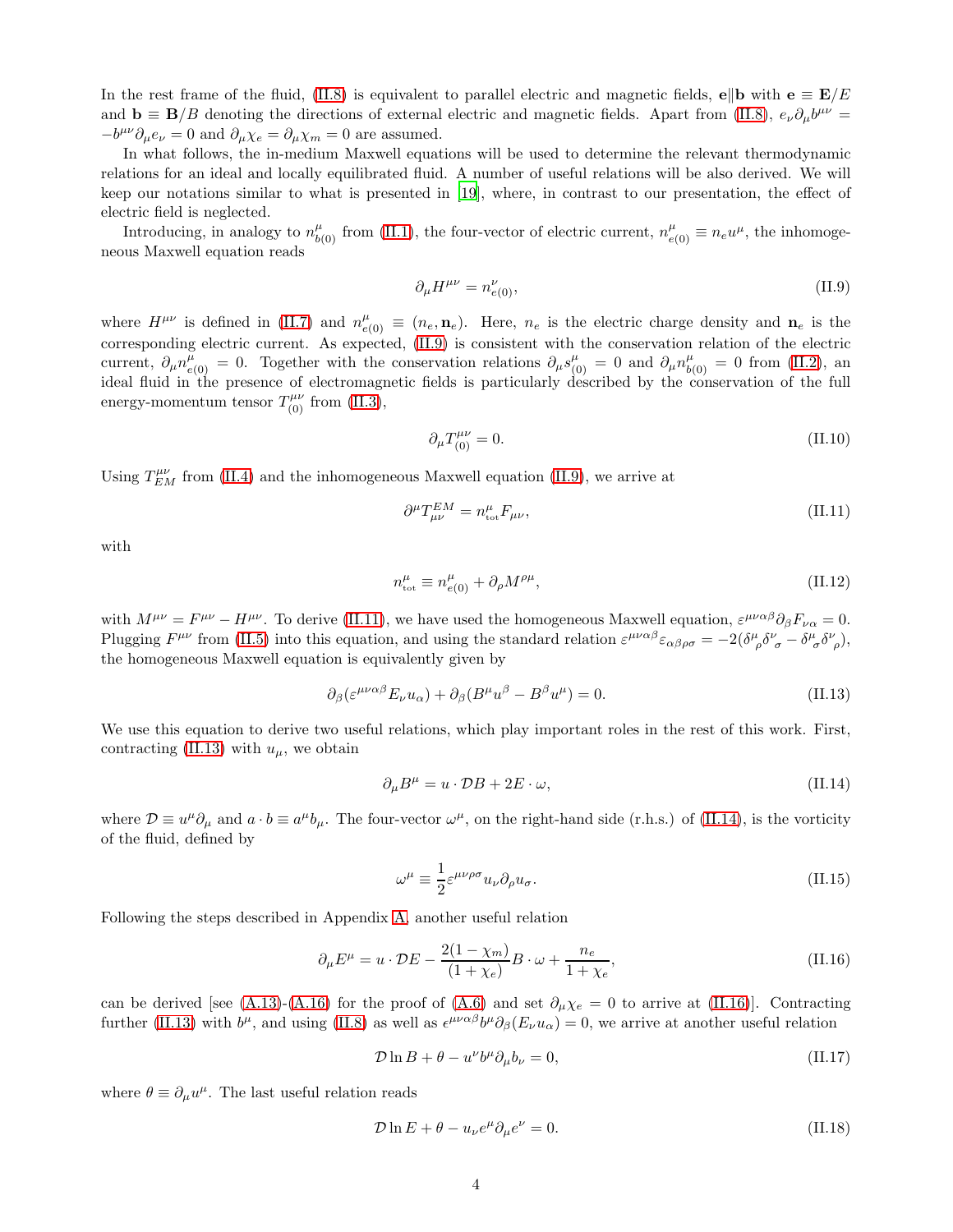In the rest frame of the fluid, (II.8) is equivalent to parallel electric and magnetic fields, $\mathbf{e}\|\mathbf{b}$ with $\mathbf{e} \equiv \mathbf{E}/E$ and $\mathbf{b} \equiv \mathbf{B}/B$ denoting the directions of external electric and magnetic fields. Apart from (II.8), $e_\nu \partial_\mu b^{\mu\nu} = -b^{\mu\nu}\partial_\mu e_\nu = 0$ and $\partial_\mu \chi_e = \partial_\mu \chi_m = 0$ are assumed.

In what follows, the in-medium Maxwell equations will be used to determine the relevant thermodynamic relations for an ideal and locally equilibrated fluid. A number of useful relations will be also derived. We will keep our notations similar to what is presented in [19], where, in contrast to our presentation, the effect of electric field is neglected.

Introducing, in analogy to $n^\mu_{b(0)}$ from (II.1), the four-vector of electric current, $n^\mu_{e(0)} \equiv n_e u^\mu$, the inhomogeneous Maxwell equation reads

$$\partial_\mu H^{\mu\nu} = n^\nu_{e(0)}, \tag{II.9}$$

where $H^{\mu\nu}$ is defined in (II.7) and $n^\mu_{e(0)} \equiv (n_e, \mathbf{n}_e)$. Here, $n_e$ is the electric charge density and $\mathbf{n}_e$ is the corresponding electric current. As expected, (II.9) is consistent with the conservation relation of the electric current, $\partial_\mu n^\mu_{e(0)} = 0$. Together with the conservation relations $\partial_\mu s^\mu_{(0)} = 0$ and $\partial_\mu n^\mu_{b(0)} = 0$ from (II.2), an ideal fluid in the presence of electromagnetic fields is particularly described by the conservation of the full energy-momentum tensor $T^{\mu\nu}_{(0)}$ from (II.3),

$$\partial_\mu T^{\mu\nu}_{(0)} = 0. \tag{II.10}$$

Using $T^{\mu\nu}_{EM}$ from (II.4) and the inhomogeneous Maxwell equation (II.9), we arrive at

$$\partial^\mu T^{EM}_{\mu\nu} = n^\mu_{\text{tot}} F_{\mu\nu}, \tag{II.11}$$

with

$$n^\mu_{\text{tot}} \equiv n^\mu_{e(0)} + \partial_\rho M^{\rho\mu}, \tag{II.12}$$

with $M^{\mu\nu} = F^{\mu\nu} - H^{\mu\nu}$. To derive (II.11), we have used the homogeneous Maxwell equation, $\varepsilon^{\mu\nu\alpha\beta}\partial_\beta F_{\nu\alpha} = 0$. Plugging $F^{\mu\nu}$ from (II.5) into this equation, and using the standard relation $\varepsilon^{\mu\nu\alpha\beta}\varepsilon_{\alpha\beta\rho\sigma} = -2(\delta^\mu{}_\rho \delta^\nu{}_\sigma - \delta^\mu{}_\sigma \delta^\nu{}_\rho)$, the homogeneous Maxwell equation is equivalently given by

$$\partial_\beta(\varepsilon^{\mu\nu\alpha\beta} E_\nu u_\alpha) + \partial_\beta(B^\mu u^\beta - B^\beta u^\mu) = 0. \tag{II.13}$$

We use this equation to derive two useful relations, which play important roles in the rest of this work. First, contracting (II.13) with $u_\mu$, we obtain

$$\partial_\mu B^\mu = u \cdot \mathcal{D} B + 2E \cdot \omega, \tag{II.14}$$

where $\mathcal{D} \equiv u^\mu \partial_\mu$ and $a \cdot b \equiv a^\mu b_\mu$. The four-vector $\omega^\mu$, on the right-hand side (r.h.s.) of (II.14), is the vorticity of the fluid, defined by

$$\omega^\mu \equiv \frac{1}{2}\varepsilon^{\mu\nu\rho\sigma} u_\nu \partial_\rho u_\sigma. \tag{II.15}$$

Following the steps described in Appendix A, another useful relation

$$\partial_\mu E^\mu = u \cdot \mathcal{D} E - \frac{2(1-\chi_m)}{(1+\chi_e)} B \cdot \omega + \frac{n_e}{1+\chi_e}, \tag{II.16}$$

can be derived [see (A.13)-(A.16) for the proof of (A.6) and set $\partial_\mu \chi_e = 0$ to arrive at (II.16)]. Contracting further (II.13) with $b^\mu$, and using (II.8) as well as $\epsilon^{\mu\nu\alpha\beta} b^\mu \partial_\beta (E_\nu u_\alpha) = 0$, we arrive at another useful relation

$$\mathcal{D} \ln B + \theta - u^\nu b^\mu \partial_\mu b_\nu = 0, \tag{II.17}$$

where $\theta \equiv \partial_\mu u^\mu$. The last useful relation reads

$$\mathcal{D} \ln E + \theta - u_\nu e^\mu \partial_\mu e^\nu = 0. \tag{II.18}$$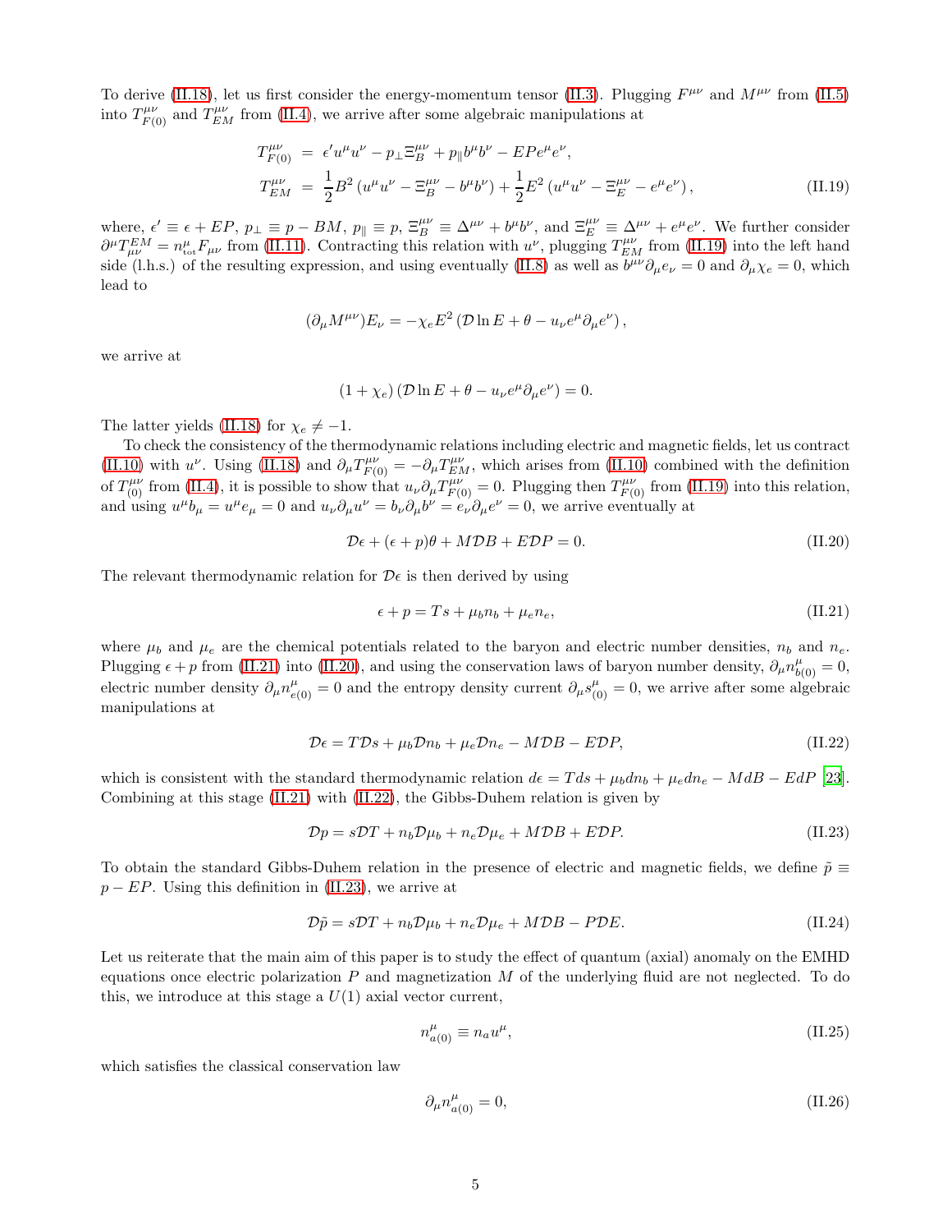To derive (II.18), let us first consider the energy-momentum tensor (II.3). Plugging $F^{\mu\nu}$ and $M^{\mu\nu}$ from (II.5) into $T^{\mu\nu}_{F(0)}$ and $T^{\mu\nu}_{EM}$ from (II.4), we arrive after some algebraic manipulations at

$$
\begin{aligned}
T^{\mu\nu}_{F(0)} &= \epsilon' u^\mu u^\nu - p_\perp \Xi_B^{\mu\nu} + p_\parallel b^\mu b^\nu - EPe^\mu e^\nu, \\
T^{\mu\nu}_{EM} &= \frac{1}{2}B^2\left(u^\mu u^\nu - \Xi_B^{\mu\nu} - b^\mu b^\nu\right) + \frac{1}{2}E^2\left(u^\mu u^\nu - \Xi_E^{\mu\nu} - e^\mu e^\nu\right),
\end{aligned}
\tag{II.19}
$$

where, $\epsilon' \equiv \epsilon + EP$, $p_\perp \equiv p - BM$, $p_\parallel \equiv p$, $\Xi_B^{\mu\nu} \equiv \Delta^{\mu\nu} + b^\mu b^\nu$, and $\Xi_E^{\mu\nu} \equiv \Delta^{\mu\nu} + e^\mu e^\nu$. We further consider $\partial^\mu T^{EM}_{\mu\nu} = n^\mu_{\text{tot}} F_{\mu\nu}$ from (II.11). Contracting this relation with $u^\nu$, plugging $T^{\mu\nu}_{EM}$ from (II.19) into the left hand side (l.h.s.) of the resulting expression, and using eventually (II.8) as well as $b^{\mu\nu}\partial_\mu e_\nu = 0$ and $\partial_\mu \chi_e = 0$, which lead to

$$
(\partial_\mu M^{\mu\nu})E_\nu = -\chi_e E^2\left(\mathcal{D}\ln E + \theta - u_\nu e^\mu \partial_\mu e^\nu\right),
$$

we arrive at

$$
(1+\chi_e)\left(\mathcal{D}\ln E + \theta - u_\nu e^\mu \partial_\mu e^\nu\right) = 0.
$$

The latter yields (II.18) for $\chi_e \neq -1$.

To check the consistency of the thermodynamic relations including electric and magnetic fields, let us contract (II.10) with $u^\nu$. Using (II.18) and $\partial_\mu T^{\mu\nu}_{F(0)} = -\partial_\mu T^{\mu\nu}_{EM}$, which arises from (II.10) combined with the definition of $T^{\mu\nu}_{(0)}$ from (II.4), it is possible to show that $u_\nu \partial_\mu T^{\mu\nu}_{F(0)} = 0$. Plugging then $T^{\mu\nu}_{F(0)}$ from (II.19) into this relation, and using $u^\mu b_\mu = u^\mu e_\mu = 0$ and $u_\nu \partial_\mu u^\nu = b_\nu \partial_\mu b^\nu = e_\nu \partial_\mu e^\nu = 0$, we arrive eventually at

$$
\mathcal{D}\epsilon + (\epsilon + p)\theta + M\mathcal{D}B + E\mathcal{D}P = 0. \tag{II.20}
$$

The relevant thermodynamic relation for $\mathcal{D}\epsilon$ is then derived by using

$$
\epsilon + p = Ts + \mu_b n_b + \mu_e n_e, \tag{II.21}
$$

where $\mu_b$ and $\mu_e$ are the chemical potentials related to the baryon and electric number densities, $n_b$ and $n_e$. Plugging $\epsilon + p$ from (II.21) into (II.20), and using the conservation laws of baryon number density, $\partial_\mu n^\mu_{b(0)} = 0$, electric number density $\partial_\mu n^\mu_{e(0)} = 0$ and the entropy density current $\partial_\mu s^\mu_{(0)} = 0$, we arrive after some algebraic manipulations at

$$
\mathcal{D}\epsilon = T\mathcal{D}s + \mu_b \mathcal{D}n_b + \mu_e \mathcal{D}n_e - M\mathcal{D}B - E\mathcal{D}P, \tag{II.22}
$$

which is consistent with the standard thermodynamic relation $d\epsilon = Tds + \mu_b dn_b + \mu_e dn_e - MdB - EdP$ [23]. Combining at this stage (II.21) with (II.22), the Gibbs-Duhem relation is given by

$$
\mathcal{D}p = s\mathcal{D}T + n_b \mathcal{D}\mu_b + n_e \mathcal{D}\mu_e + M\mathcal{D}B + E\mathcal{D}P. \tag{II.23}
$$

To obtain the standard Gibbs-Duhem relation in the presence of electric and magnetic fields, we define $\tilde{p} \equiv p - EP$. Using this definition in (II.23), we arrive at

$$
\mathcal{D}\tilde{p} = s\mathcal{D}T + n_b \mathcal{D}\mu_b + n_e \mathcal{D}\mu_e + M\mathcal{D}B - P\mathcal{D}E. \tag{II.24}
$$

Let us reiterate that the main aim of this paper is to study the effect of quantum (axial) anomaly on the EMHD equations once electric polarization $P$ and magnetization $M$ of the underlying fluid are not neglected. To do this, we introduce at this stage a $U(1)$ axial vector current,

$$
n^\mu_{a(0)} \equiv n_a u^\mu, \tag{II.25}
$$

which satisfies the classical conservation law

$$
\partial_\mu n^\mu_{a(0)} = 0, \tag{II.26}
$$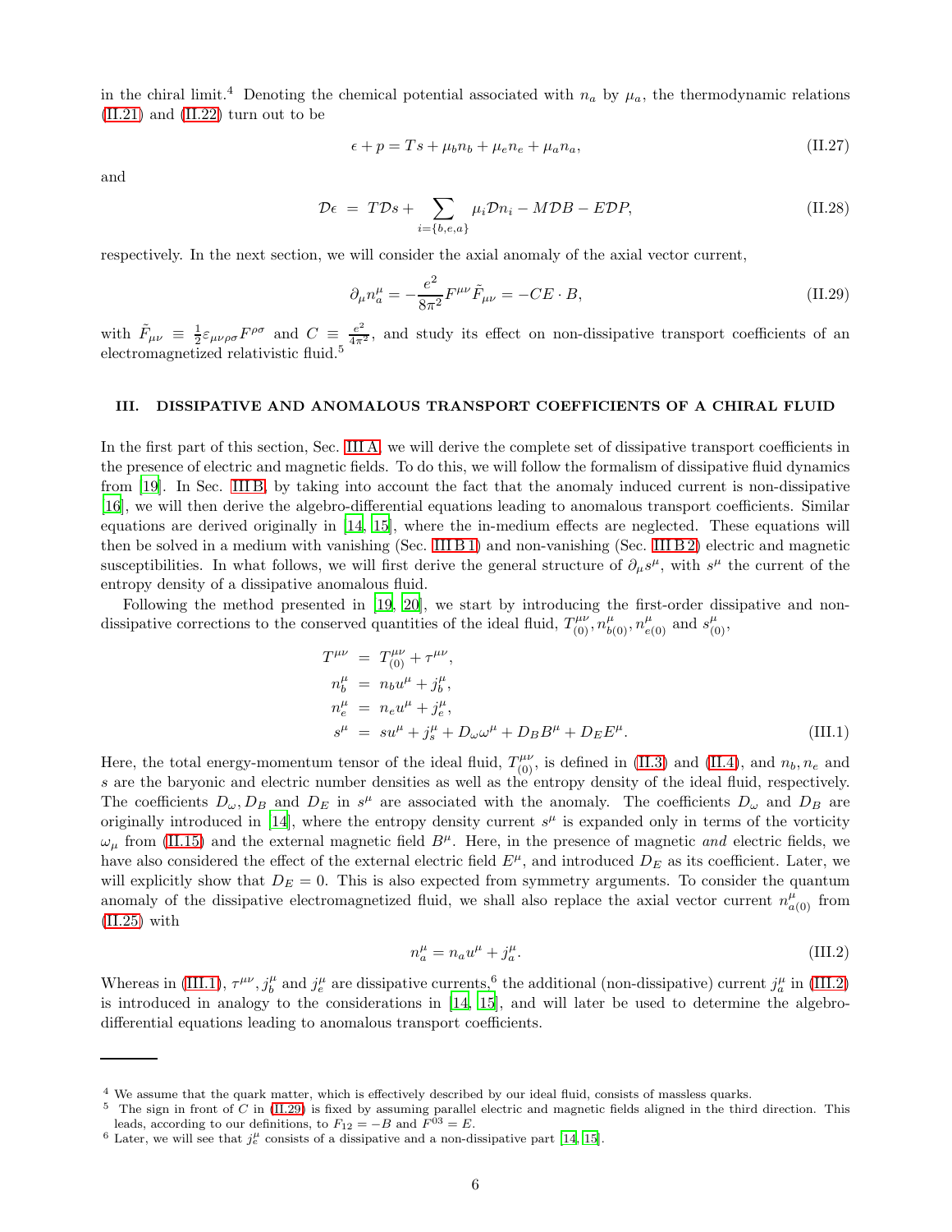in the chiral limit.[4] Denoting the chemical potential associated with $n_a$ by $\mu_a$, the thermodynamic relations (II.21) and (II.22) turn out to be

$$\epsilon + p = Ts + \mu_b n_b + \mu_e n_e + \mu_a n_a, \tag{II.27}$$

and

$$\mathcal{D}\epsilon \ = \ T\mathcal{D}s + \sum_{i=\{b,e,a\}} \mu_i \mathcal{D}n_i - M\mathcal{D}B - E\mathcal{D}P, \tag{II.28}$$

respectively. In the next section, we will consider the axial anomaly of the axial vector current,

$$\partial_\mu n_a^\mu = -\frac{e^2}{8\pi^2} F^{\mu\nu}\tilde{F}_{\mu\nu} = -CE\cdot B, \tag{II.29}$$

with $\tilde{F}_{\mu\nu} \equiv \frac{1}{2}\varepsilon_{\mu\nu\rho\sigma}F^{\rho\sigma}$ and $C \equiv \frac{e^2}{4\pi^2}$, and study its effect on non-dissipative transport coefficients of an electromagnetized relativistic fluid.[5]

## III. DISSIPATIVE AND ANOMALOUS TRANSPORT COEFFICIENTS OF A CHIRAL FLUID

In the first part of this section, Sec. III A, we will derive the complete set of dissipative transport coefficients in the presence of electric and magnetic fields. To do this, we will follow the formalism of dissipative fluid dynamics from [19]. In Sec. III B, by taking into account the fact that the anomaly induced current is non-dissipative [16], we will then derive the algebro-differential equations leading to anomalous transport coefficients. Similar equations are derived originally in [14, 15], where the in-medium effects are neglected. These equations will then be solved in a medium with vanishing (Sec. III B 1) and non-vanishing (Sec. III B 2) electric and magnetic susceptibilities. In what follows, we will first derive the general structure of $\partial_\mu s^\mu$, with $s^\mu$ the current of the entropy density of a dissipative anomalous fluid.

Following the method presented in [19, 20], we start by introducing the first-order dissipative and non-dissipative corrections to the conserved quantities of the ideal fluid, $T_{(0)}^{\mu\nu}, n_{b(0)}^\mu, n_{e(0)}^\mu$ and $s_{(0)}^\mu$,

$$\begin{aligned}
T^{\mu\nu} &= T_{(0)}^{\mu\nu} + \tau^{\mu\nu}, \\
n_b^\mu &= n_b u^\mu + j_b^\mu, \\
n_e^\mu &= n_e u^\mu + j_e^\mu, \\
s^\mu &= s u^\mu + j_s^\mu + D_\omega \omega^\mu + D_B B^\mu + D_E E^\mu.
\end{aligned} \tag{III.1}$$

Here, the total energy-momentum tensor of the ideal fluid, $T_{(0)}^{\mu\nu}$, is defined in (II.3) and (II.4), and $n_b, n_e$ and $s$ are the baryonic and electric number densities as well as the entropy density of the ideal fluid, respectively. The coefficients $D_\omega, D_B$ and $D_E$ in $s^\mu$ are associated with the anomaly. The coefficients $D_\omega$ and $D_B$ are originally introduced in [14], where the entropy density current $s^\mu$ is expanded only in terms of the vorticity $\omega_\mu$ from (II.15) and the external magnetic field $B^\mu$. Here, in the presence of magnetic *and* electric fields, we have also considered the effect of the external electric field $E^\mu$, and introduced $D_E$ as its coefficient. Later, we will explicitly show that $D_E = 0$. This is also expected from symmetry arguments. To consider the quantum anomaly of the dissipative electromagnetized fluid, we shall also replace the axial vector current $n_{a(0)}^\mu$ from (II.25) with

$$n_a^\mu = n_a u^\mu + j_a^\mu. \tag{III.2}$$

Whereas in (III.1), $\tau^{\mu\nu}, j_b^\mu$ and $j_e^\mu$ are dissipative currents,[6] the additional (non-dissipative) current $j_a^\mu$ in (III.2) is introduced in analogy to the considerations in [14, 15], and will later be used to determine the algebro-differential equations leading to anomalous transport coefficients.

---

[4] We assume that the quark matter, which is effectively described by our ideal fluid, consists of massless quarks.

[5] The sign in front of $C$ in (II.29) is fixed by assuming parallel electric and magnetic fields aligned in the third direction. This leads, according to our definitions, to $F_{12} = -B$ and $F^{03} = E$.

[6] Later, we will see that $j_e^\mu$ consists of a dissipative and a non-dissipative part [14, 15].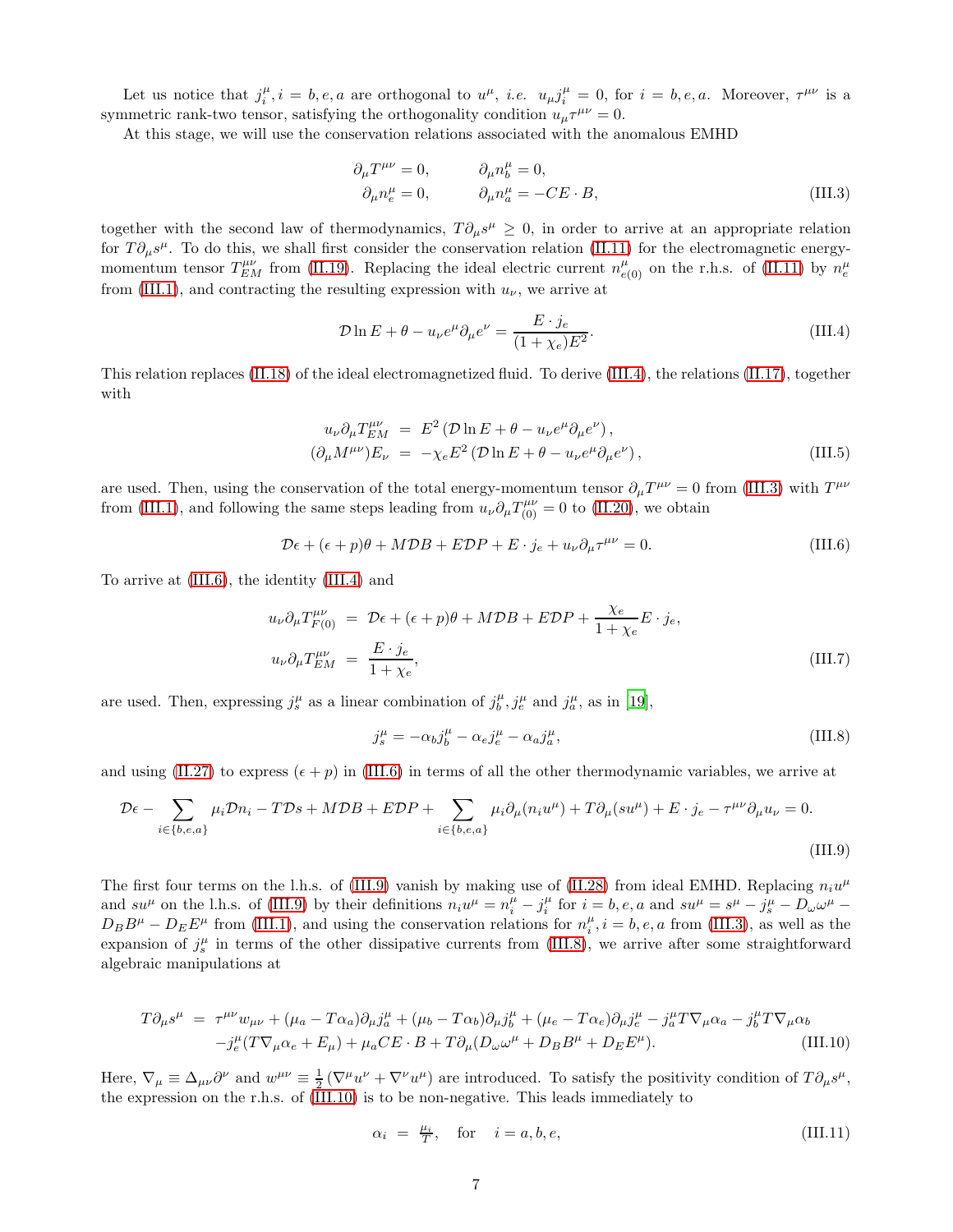Let us notice that $j_i^\mu, i = b, e, a$ are orthogonal to $u^\mu$, *i.e.* $u_\mu j_i^\mu = 0$, for $i = b, e, a$. Moreover, $\tau^{\mu\nu}$ is a symmetric rank-two tensor, satisfying the orthogonality condition $u_\mu \tau^{\mu\nu} = 0$.

At this stage, we will use the conservation relations associated with the anomalous EMHD

$$
\begin{aligned}
\partial_\mu T^{\mu\nu} &= 0, \qquad & \partial_\mu n_b^\mu &= 0, \\
\partial_\mu n_e^\mu &= 0, \qquad & \partial_\mu n_a^\mu &= -CE\cdot B,
\end{aligned}
\tag{III.3}
$$

together with the second law of thermodynamics, $T\partial_\mu s^\mu \geq 0$, in order to arrive at an appropriate relation for $T\partial_\mu s^\mu$. To do this, we shall first consider the conservation relation (II.11) for the electromagnetic energy-momentum tensor $T_{EM}^{\mu\nu}$ from (II.19). Replacing the ideal electric current $n_{e(0)}^\mu$ on the r.h.s. of (II.11) by $n_e^\mu$ from (III.1), and contracting the resulting expression with $u_\nu$, we arrive at

$$
\mathcal{D}\ln E + \theta - u_\nu e^\mu \partial_\mu e^\nu = \frac{E\cdot j_e}{(1+\chi_e)E^2}.
\tag{III.4}
$$

This relation replaces (II.18) of the ideal electromagnetized fluid. To derive (III.4), the relations (II.17), together with

$$
\begin{aligned}
u_\nu \partial_\mu T_{EM}^{\mu\nu} &= E^2\left(\mathcal{D}\ln E + \theta - u_\nu e^\mu \partial_\mu e^\nu\right), \\
(\partial_\mu M^{\mu\nu})E_\nu &= -\chi_e E^2\left(\mathcal{D}\ln E + \theta - u_\nu e^\mu \partial_\mu e^\nu\right),
\end{aligned}
\tag{III.5}
$$

are used. Then, using the conservation of the total energy-momentum tensor $\partial_\mu T^{\mu\nu} = 0$ from (III.3) with $T^{\mu\nu}$ from (III.1), and following the same steps leading from $u_\nu \partial_\mu T_{(0)}^{\mu\nu} = 0$ to (II.20), we obtain

$$
\mathcal{D}\epsilon + (\epsilon + p)\theta + M\mathcal{D}B + E\mathcal{D}P + E\cdot j_e + u_\nu \partial_\mu \tau^{\mu\nu} = 0.
\tag{III.6}
$$

To arrive at (III.6), the identity (III.4) and

$$
\begin{aligned}
u_\nu \partial_\mu T_{F(0)}^{\mu\nu} &= \mathcal{D}\epsilon + (\epsilon + p)\theta + M\mathcal{D}B + E\mathcal{D}P + \frac{\chi_e}{1+\chi_e}E\cdot j_e, \\
u_\nu \partial_\mu T_{EM}^{\mu\nu} &= \frac{E\cdot j_e}{1+\chi_e},
\end{aligned}
\tag{III.7}
$$

are used. Then, expressing $j_s^\mu$ as a linear combination of $j_b^\mu, j_e^\mu$ and $j_a^\mu$, as in [19],

$$
j_s^\mu = -\alpha_b j_b^\mu - \alpha_e j_e^\mu - \alpha_a j_a^\mu,
\tag{III.8}
$$

and using (II.27) to express $(\epsilon + p)$ in (III.6) in terms of all the other thermodynamic variables, we arrive at

$$
\mathcal{D}\epsilon - \sum_{i\in\{b,e,a\}} \mu_i \mathcal{D}n_i - T\mathcal{D}s + M\mathcal{D}B + E\mathcal{D}P + \sum_{i\in\{b,e,a\}} \mu_i \partial_\mu(n_i u^\mu) + T\partial_\mu(su^\mu) + E\cdot j_e - \tau^{\mu\nu}\partial_\mu u_\nu = 0.
\tag{III.9}
$$

The first four terms on the l.h.s. of (III.9) vanish by making use of (II.28) from ideal EMHD. Replacing $n_i u^\mu$ and $su^\mu$ on the l.h.s. of (III.9) by their definitions $n_i u^\mu = n_i^\mu - j_i^\mu$ for $i = b, e, a$ and $su^\mu = s^\mu - j_s^\mu - D_\omega \omega^\mu - D_B B^\mu - D_E E^\mu$ from (III.1), and using the conservation relations for $n_i^\mu, i = b, e, a$ from (III.3), as well as the expansion of $j_s^\mu$ in terms of the other dissipative currents from (III.8), we arrive after some straightforward algebraic manipulations at

$$
\begin{aligned}
T\partial_\mu s^\mu &= \tau^{\mu\nu} w_{\mu\nu} + (\mu_a - T\alpha_a)\partial_\mu j_a^\mu + (\mu_b - T\alpha_b)\partial_\mu j_b^\mu + (\mu_e - T\alpha_e)\partial_\mu j_e^\mu - j_a^\mu T\nabla_\mu \alpha_a - j_b^\mu T\nabla_\mu \alpha_b \\
&\quad - j_e^\mu (T\nabla_\mu \alpha_e + E_\mu) + \mu_a CE\cdot B + T\partial_\mu(D_\omega \omega^\mu + D_B B^\mu + D_E E^\mu).
\end{aligned}
\tag{III.10}
$$

Here, $\nabla_\mu \equiv \Delta_{\mu\nu}\partial^\nu$ and $w^{\mu\nu} \equiv \frac{1}{2}(\nabla^\mu u^\nu + \nabla^\nu u^\mu)$ are introduced. To satisfy the positivity condition of $T\partial_\mu s^\mu$, the expression on the r.h.s. of (III.10) is to be non-negative. This leads immediately to

$$
\alpha_i = \tfrac{\mu_i}{T}, \quad \text{for} \quad i = a, b, e,
\tag{III.11}
$$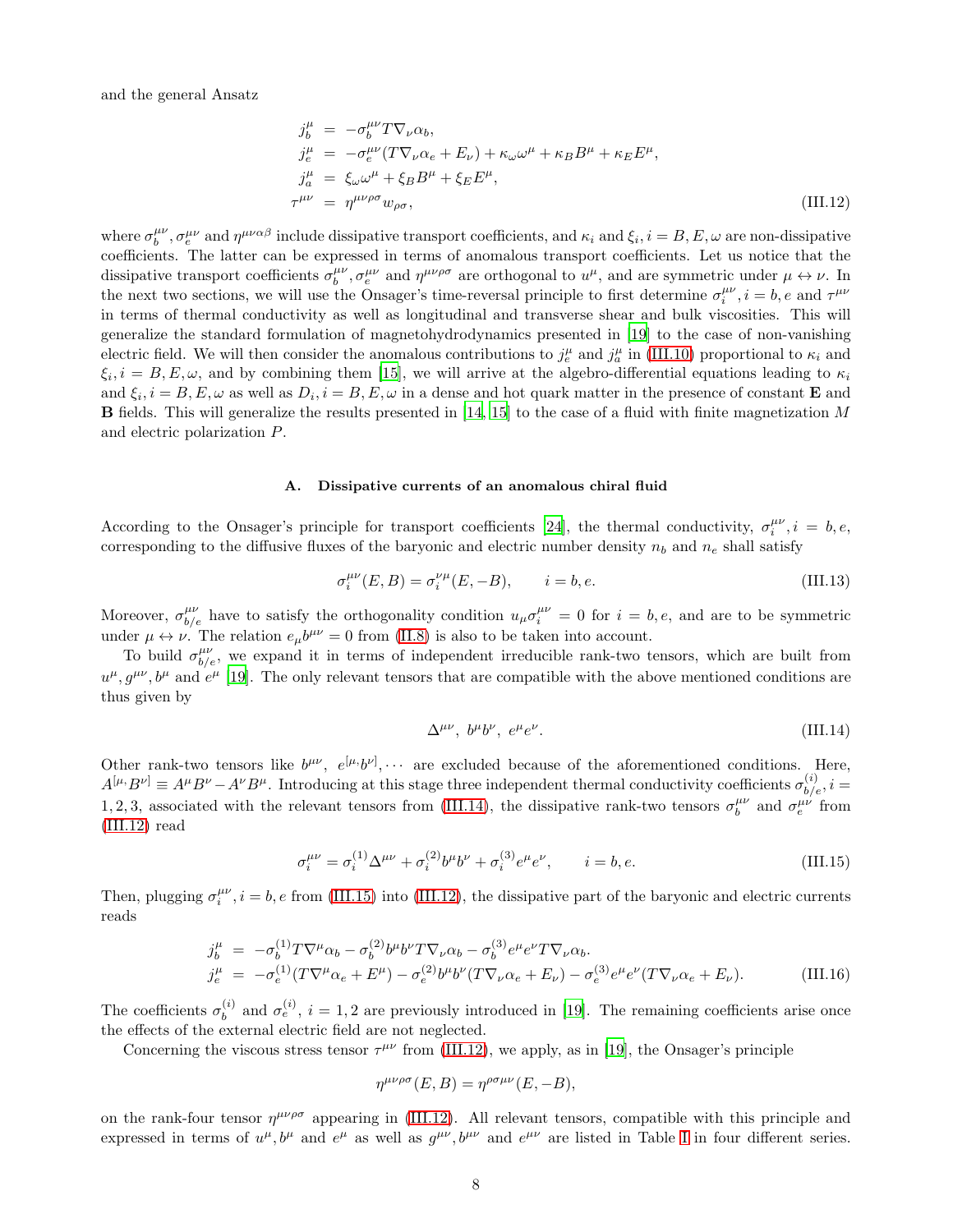and the general Ansatz

$$
\begin{aligned}
j_b^\mu &= -\sigma_b^{\mu\nu} T\nabla_\nu \alpha_b, \\
j_e^\mu &= -\sigma_e^{\mu\nu}(T\nabla_\nu\alpha_e + E_\nu) + \kappa_\omega \omega^\mu + \kappa_B B^\mu + \kappa_E E^\mu, \\
j_a^\mu &= \xi_\omega \omega^\mu + \xi_B B^\mu + \xi_E E^\mu, \\
\tau^{\mu\nu} &= \eta^{\mu\nu\rho\sigma} w_{\rho\sigma},
\end{aligned}
\tag{III.12}
$$

where $\sigma_b^{\mu\nu}, \sigma_e^{\mu\nu}$ and $\eta^{\mu\nu\alpha\beta}$ include dissipative transport coefficients, and $\kappa_i$ and $\xi_i, i = B, E, \omega$ are non-dissipative coefficients. The latter can be expressed in terms of anomalous transport coefficients. Let us notice that the dissipative transport coefficients $\sigma_b^{\mu\nu}, \sigma_e^{\mu\nu}$ and $\eta^{\mu\nu\rho\sigma}$ are orthogonal to $u^\mu$, and are symmetric under $\mu \leftrightarrow \nu$. In the next two sections, we will use the Onsager's time-reversal principle to first determine $\sigma_i^{\mu\nu}, i = b, e$ and $\tau^{\mu\nu}$ in terms of thermal conductivity as well as longitudinal and transverse shear and bulk viscosities. This will generalize the standard formulation of magnetohydrodynamics presented in [19] to the case of non-vanishing electric field. We will then consider the anomalous contributions to $j_e^\mu$ and $j_a^\mu$ in (III.10) proportional to $\kappa_i$ and $\xi_i, i = B, E, \omega$, and by combining them [15], we will arrive at the algebro-differential equations leading to $\kappa_i$ and $\xi_i, i = B, E, \omega$ as well as $D_i, i = B, E, \omega$ in a dense and hot quark matter in the presence of constant $\mathbf{E}$ and $\mathbf{B}$ fields. This will generalize the results presented in [14, 15] to the case of a fluid with finite magnetization $M$ and electric polarization $P$.

### A. Dissipative currents of an anomalous chiral fluid

According to the Onsager's principle for transport coefficients [24], the thermal conductivity, $\sigma_i^{\mu\nu}, i = b, e$, corresponding to the diffusive fluxes of the baryonic and electric number density $n_b$ and $n_e$ shall satisfy

$$
\sigma_i^{\mu\nu}(E, B) = \sigma_i^{\nu\mu}(E, -B), \qquad i = b, e. \tag{III.13}
$$

Moreover, $\sigma_{b/e}^{\mu\nu}$ have to satisfy the orthogonality condition $u_\mu \sigma_i^{\mu\nu} = 0$ for $i = b, e$, and are to be symmetric under $\mu \leftrightarrow \nu$. The relation $e_\mu b^{\mu\nu} = 0$ from (II.8) is also to be taken into account.

To build $\sigma_{b/e}^{\mu\nu}$, we expand it in terms of independent irreducible rank-two tensors, which are built from $u^\mu, g^{\mu\nu}, b^\mu$ and $e^\mu$ [19]. The only relevant tensors that are compatible with the above mentioned conditions are thus given by

$$
\Delta^{\mu\nu}, \ b^\mu b^\nu, \ e^\mu e^\nu. \tag{III.14}
$$

Other rank-two tensors like $b^{\mu\nu}, \ e^{[\mu,}b^{\nu]}, \cdots$ are excluded because of the aforementioned conditions. Here, $A^{[\mu,}B^{\nu]} \equiv A^\mu B^\nu - A^\nu B^\mu$. Introducing at this stage three independent thermal conductivity coefficients $\sigma_{b/e}^{(i)}, i = 1, 2, 3$, associated with the relevant tensors from (III.14), the dissipative rank-two tensors $\sigma_b^{\mu\nu}$ and $\sigma_e^{\mu\nu}$ from (III.12) read

$$
\sigma_i^{\mu\nu} = \sigma_i^{(1)}\Delta^{\mu\nu} + \sigma_i^{(2)} b^\mu b^\nu + \sigma_i^{(3)} e^\mu e^\nu, \qquad i = b, e. \tag{III.15}
$$

Then, plugging $\sigma_i^{\mu\nu}, i = b, e$ from (III.15) into (III.12), the dissipative part of the baryonic and electric currents reads

$$
\begin{aligned}
j_b^\mu &= -\sigma_b^{(1)} T\nabla^\mu \alpha_b - \sigma_b^{(2)} b^\mu b^\nu T\nabla_\nu \alpha_b - \sigma_b^{(3)} e^\mu e^\nu T\nabla_\nu \alpha_b. \\
j_e^\mu &= -\sigma_e^{(1)}(T\nabla^\mu \alpha_e + E^\mu) - \sigma_e^{(2)} b^\mu b^\nu (T\nabla_\nu \alpha_e + E_\nu) - \sigma_e^{(3)} e^\mu e^\nu (T\nabla_\nu \alpha_e + E_\nu).
\end{aligned}
\tag{III.16}
$$

The coefficients $\sigma_b^{(i)}$ and $\sigma_e^{(i)}$, $i = 1, 2$ are previously introduced in [19]. The remaining coefficients arise once the effects of the external electric field are not neglected.

Concerning the viscous stress tensor $\tau^{\mu\nu}$ from (III.12), we apply, as in [19], the Onsager's principle

$$
\eta^{\mu\nu\rho\sigma}(E, B) = \eta^{\rho\sigma\mu\nu}(E, -B),
$$

on the rank-four tensor $\eta^{\mu\nu\rho\sigma}$ appearing in (III.12). All relevant tensors, compatible with this principle and expressed in terms of $u^\mu, b^\mu$ and $e^\mu$ as well as $g^{\mu\nu}, b^{\mu\nu}$ and $e^{\mu\nu}$ are listed in Table I in four different series.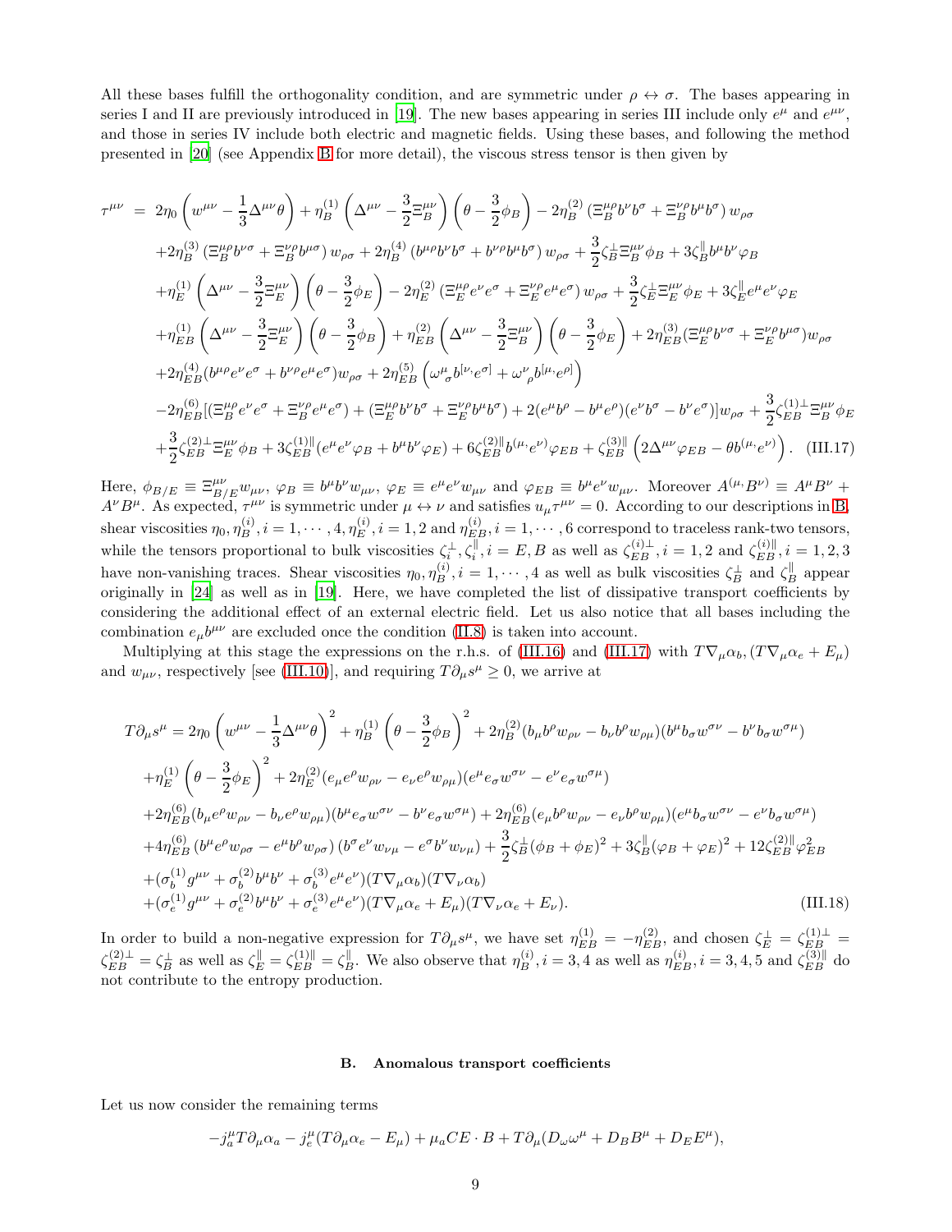All these bases fulfill the orthogonality condition, and are symmetric under $\rho \leftrightarrow \sigma$. The bases appearing in series I and II are previously introduced in [19]. The new bases appearing in series III include only $e^{\mu}$ and $e^{\mu\nu}$, and those in series IV include both electric and magnetic fields. Using these bases, and following the method presented in [20] (see Appendix B for more detail), the viscous stress tensor is then given by

$$
\begin{aligned}
\tau^{\mu\nu} &= 2\eta_0\left(w^{\mu\nu}-\frac{1}{3}\Delta^{\mu\nu}\theta\right)+\eta_B^{(1)}\left(\Delta^{\mu\nu}-\frac{3}{2}\Xi_B^{\mu\nu}\right)\left(\theta-\frac{3}{2}\phi_B\right)-2\eta_B^{(2)}\left(\Xi_B^{\mu\rho}b^{\nu}b^{\sigma}+\Xi_B^{\nu\rho}b^{\mu}b^{\sigma}\right)w_{\rho\sigma}\\
&+2\eta_B^{(3)}\left(\Xi_B^{\mu\rho}b^{\nu\sigma}+\Xi_B^{\nu\rho}b^{\mu\sigma}\right)w_{\rho\sigma}+2\eta_B^{(4)}\left(b^{\mu\rho}b^{\nu}b^{\sigma}+b^{\nu\rho}b^{\mu}b^{\sigma}\right)w_{\rho\sigma}+\frac{3}{2}\zeta_B^{\perp}\Xi_B^{\mu\nu}\phi_B+3\zeta_B^{\parallel}b^{\mu}b^{\nu}\varphi_B\\
&+\eta_E^{(1)}\left(\Delta^{\mu\nu}-\frac{3}{2}\Xi_E^{\mu\nu}\right)\left(\theta-\frac{3}{2}\phi_E\right)-2\eta_E^{(2)}\left(\Xi_E^{\mu\rho}e^{\nu}e^{\sigma}+\Xi_E^{\nu\rho}e^{\mu}e^{\sigma}\right)w_{\rho\sigma}+\frac{3}{2}\zeta_E^{\perp}\Xi_E^{\mu\nu}\phi_E+3\zeta_E^{\parallel}e^{\mu}e^{\nu}\varphi_E\\
&+\eta_{EB}^{(1)}\left(\Delta^{\mu\nu}-\frac{3}{2}\Xi_E^{\mu\nu}\right)\left(\theta-\frac{3}{2}\phi_B\right)+\eta_{EB}^{(2)}\left(\Delta^{\mu\nu}-\frac{3}{2}\Xi_B^{\mu\nu}\right)\left(\theta-\frac{3}{2}\phi_E\right)+2\eta_{EB}^{(3)}(\Xi_E^{\mu\rho}b^{\nu\sigma}+\Xi_E^{\nu\rho}b^{\mu\sigma})w_{\rho\sigma}\\
&+2\eta_{EB}^{(4)}(b^{\mu\rho}e^{\nu}e^{\sigma}+b^{\nu\rho}e^{\mu}e^{\sigma})w_{\rho\sigma}+2\eta_{EB}^{(5)}\left(\omega^{\mu}{}_{\sigma}b^{[\nu,}e^{\sigma]}+\omega^{\nu}{}_{\rho}b^{[\mu,}e^{\rho]}\right)\\
&-2\eta_{EB}^{(6)}[(\Xi_B^{\mu\rho}e^{\nu}e^{\sigma}+\Xi_B^{\nu\rho}e^{\mu}e^{\sigma})+(\Xi_E^{\mu\rho}b^{\nu}b^{\sigma}+\Xi_E^{\nu\rho}b^{\mu}b^{\sigma})+2(e^{\mu}b^{\rho}-b^{\mu}e^{\rho})(e^{\nu}b^{\sigma}-b^{\nu}e^{\sigma})]w_{\rho\sigma}+\frac{3}{2}\zeta_{EB}^{(1)\perp}\Xi_B^{\mu\nu}\phi_E\\
&+\frac{3}{2}\zeta_{EB}^{(2)\perp}\Xi_E^{\mu\nu}\phi_B+3\zeta_{EB}^{(1)\parallel}(e^{\mu}e^{\nu}\varphi_B+b^{\mu}b^{\nu}\varphi_E)+6\zeta_{EB}^{(2)\parallel}b^{(\mu,}e^{\nu)}\varphi_{EB}+\zeta_{EB}^{(3)\parallel}\left(2\Delta^{\mu\nu}\varphi_{EB}-\theta b^{(\mu,}e^{\nu)}\right). \quad \text{(III.17)}
\end{aligned}
$$

Here, $\phi_{B/E}\equiv\Xi_{B/E}^{\mu\nu}w_{\mu\nu}$, $\varphi_B\equiv b^{\mu}b^{\nu}w_{\mu\nu}$, $\varphi_E\equiv e^{\mu}e^{\nu}w_{\mu\nu}$ and $\varphi_{EB}\equiv b^{\mu}e^{\nu}w_{\mu\nu}$. Moreover $A^{(\mu,}B^{\nu)}\equiv A^{\mu}B^{\nu}+A^{\nu}B^{\mu}$. As expected, $\tau^{\mu\nu}$ is symmetric under $\mu\leftrightarrow\nu$ and satisfies $u_{\mu}\tau^{\mu\nu}=0$. According to our descriptions in B, shear viscosities $\eta_0,\eta_B^{(i)}, i=1,\cdots,4$, $\eta_E^{(i)}, i=1,2$ and $\eta_{EB}^{(i)}, i=1,\cdots,6$ correspond to traceless rank-two tensors, while the tensors proportional to bulk viscosities $\zeta_i^{\perp},\zeta_i^{\parallel}, i=E,B$ as well as $\zeta_{EB}^{(i)\perp}, i=1,2$ and $\zeta_{EB}^{(i)\parallel}, i=1,2,3$ have non-vanishing traces. Shear viscosities $\eta_0,\eta_B^{(i)}, i=1,\cdots,4$ as well as bulk viscosities $\zeta_B^{\perp}$ and $\zeta_B^{\parallel}$ appear originally in [24] as well as in [19]. Here, we have completed the list of dissipative transport coefficients by considering the additional effect of an external electric field. Let us also notice that all bases including the combination $e_{\mu}b^{\mu\nu}$ are excluded once the condition (II.8) is taken into account.

Multiplying at this stage the expressions on the r.h.s. of (III.16) and (III.17) with $T\nabla_{\mu}\alpha_b, (T\nabla_{\mu}\alpha_e+E_{\mu})$ and $w_{\mu\nu}$, respectively [see (III.10)], and requiring $T\partial_{\mu}s^{\mu}\geq 0$, we arrive at

$$
\begin{aligned}
T\partial_{\mu}s^{\mu} &= 2\eta_0\left(w^{\mu\nu}-\frac{1}{3}\Delta^{\mu\nu}\theta\right)^2+\eta_B^{(1)}\left(\theta-\frac{3}{2}\phi_B\right)^2+2\eta_B^{(2)}(b_{\mu}b^{\rho}w_{\rho\nu}-b_{\nu}b^{\rho}w_{\rho\mu})(b^{\mu}b_{\sigma}w^{\sigma\nu}-b^{\nu}b_{\sigma}w^{\sigma\mu})\\
&+\eta_E^{(1)}\left(\theta-\frac{3}{2}\phi_E\right)^2+2\eta_E^{(2)}(e_{\mu}e^{\rho}w_{\rho\nu}-e_{\nu}e^{\rho}w_{\rho\mu})(e^{\mu}e_{\sigma}w^{\sigma\nu}-e^{\nu}e_{\sigma}w^{\sigma\mu})\\
&+2\eta_{EB}^{(6)}(b_{\mu}e^{\rho}w_{\rho\nu}-b_{\nu}e^{\rho}w_{\rho\mu})(b^{\mu}e_{\sigma}w^{\sigma\nu}-b^{\nu}e_{\sigma}w^{\sigma\mu})+2\eta_{EB}^{(6)}(e_{\mu}b^{\rho}w_{\rho\nu}-e_{\nu}b^{\rho}w_{\rho\mu})(e^{\mu}b_{\sigma}w^{\sigma\nu}-e^{\nu}b_{\sigma}w^{\sigma\mu})\\
&+4\eta_{EB}^{(6)}(b^{\mu}e^{\rho}w_{\rho\sigma}-e^{\mu}b^{\rho}w_{\rho\sigma})(b^{\sigma}e^{\nu}w_{\nu\mu}-e^{\sigma}b^{\nu}w_{\nu\mu})+\frac{3}{2}\zeta_B^{\perp}(\phi_B+\phi_E)^2+3\zeta_B^{\parallel}(\varphi_B+\varphi_E)^2+12\zeta_{EB}^{(2)\parallel}\varphi_{EB}^2\\
&+(\sigma_b^{(1)}g^{\mu\nu}+\sigma_b^{(2)}b^{\mu}b^{\nu}+\sigma_b^{(3)}e^{\mu}e^{\nu})(T\nabla_{\mu}\alpha_b)(T\nabla_{\nu}\alpha_b)\\
&+(\sigma_e^{(1)}g^{\mu\nu}+\sigma_e^{(2)}b^{\mu}b^{\nu}+\sigma_e^{(3)}e^{\mu}e^{\nu})(T\nabla_{\mu}\alpha_e+E_{\mu})(T\nabla_{\nu}\alpha_e+E_{\nu}). \qquad \text{(III.18)}
\end{aligned}
$$

In order to build a non-negative expression for $T\partial_{\mu}s^{\mu}$, we have set $\eta_{EB}^{(1)}=-\eta_{EB}^{(2)}$, and chosen $\zeta_E^{\perp}=\zeta_{EB}^{(1)\perp}=\zeta_{EB}^{(2)\perp}=\zeta_B^{\perp}$ as well as $\zeta_E^{\parallel}=\zeta_{EB}^{(1)\parallel}=\zeta_B^{\parallel}$. We also observe that $\eta_B^{(i)}, i=3,4$ as well as $\eta_{EB}^{(i)}, i=3,4,5$ and $\zeta_{EB}^{(3)\parallel}$ do not contribute to the entropy production.

### B. Anomalous transport coefficients

Let us now consider the remaining terms

$$
-j_a^{\mu}T\partial_{\mu}\alpha_a-j_e^{\mu}(T\partial_{\mu}\alpha_e-E_{\mu})+\mu_aCE\cdot B+T\partial_{\mu}(D_{\omega}\omega^{\mu}+D_BB^{\mu}+D_EE^{\mu}),
$$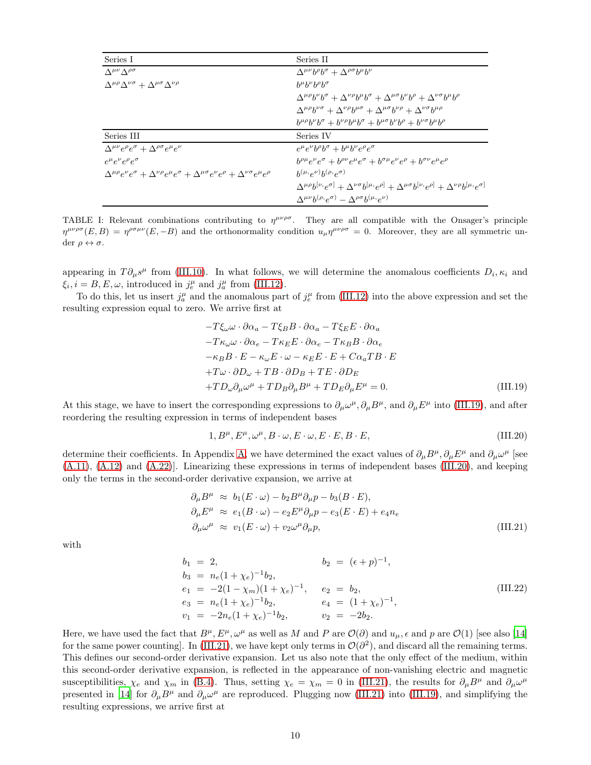| Series I | Series II |
|---|---|
| $\Delta^{\mu\nu}\Delta^{\rho\sigma}$ | $\Delta^{\mu\nu}b^{\rho}b^{\sigma}+\Delta^{\rho\sigma}b^{\mu}b^{\nu}$ |
| $\Delta^{\mu\rho}\Delta^{\nu\sigma}+\Delta^{\mu\sigma}\Delta^{\nu\rho}$ | $b^{\mu}b^{\nu}b^{\rho}b^{\sigma}$ |
| | $\Delta^{\mu\rho}b^{\nu}b^{\sigma}+\Delta^{\nu\rho}b^{\mu}b^{\sigma}+\Delta^{\mu\sigma}b^{\nu}b^{\rho}+\Delta^{\nu\sigma}b^{\mu}b^{\rho}$ |
| | $\Delta^{\mu\rho}b^{\nu\sigma}+\Delta^{\nu\rho}b^{\mu\sigma}+\Delta^{\mu\sigma}b^{\nu\rho}+\Delta^{\nu\sigma}b^{\mu\rho}$ |
| | $b^{\mu\rho}b^{\nu}b^{\sigma}+b^{\nu\rho}b^{\mu}b^{\sigma}+b^{\mu\sigma}b^{\nu}b^{\rho}+b^{\nu\sigma}b^{\mu}b^{\rho}$ |
| **Series III** | **Series IV** |
| $\Delta^{\mu\nu}e^{\rho}e^{\sigma}+\Delta^{\rho\sigma}e^{\mu}e^{\nu}$ | $e^{\mu}e^{\nu}b^{\rho}b^{\sigma}+b^{\mu}b^{\nu}e^{\rho}e^{\sigma}$ |
| $e^{\mu}e^{\nu}e^{\rho}e^{\sigma}$ | $b^{\rho\mu}e^{\nu}e^{\sigma}+b^{\rho\nu}e^{\mu}e^{\sigma}+b^{\sigma\mu}e^{\nu}e^{\rho}+b^{\sigma\nu}e^{\mu}e^{\rho}$ |
| $\Delta^{\mu\rho}e^{\nu}e^{\sigma}+\Delta^{\nu\rho}e^{\mu}e^{\sigma}+\Delta^{\mu\sigma}e^{\nu}e^{\rho}+\Delta^{\nu\sigma}e^{\mu}e^{\rho}$ | $b^{(\mu,}e^{\nu)}b^{(\rho,}e^{\sigma)}$ |
| | $\Delta^{\mu\rho}b^{[\nu,}e^{\sigma]}+\Delta^{\nu\sigma}b^{[\mu,}e^{\rho]}+\Delta^{\mu\sigma}b^{[\nu,}e^{\rho]}+\Delta^{\nu\rho}b^{[\mu,}e^{\sigma]}$ |
| | $\Delta^{\mu\nu}b^{(\rho,}e^{\sigma)}-\Delta^{\rho\sigma}b^{(\mu,}e^{\nu)}$ |

TABLE I: Relevant combinations contributing to $\eta^{\mu\nu\rho\sigma}$. They are all compatible with the Onsager's principle $\eta^{\mu\nu\rho\sigma}(E,B)=\eta^{\rho\sigma\mu\nu}(E,-B)$ and the orthonormality condition $u_{\mu}\eta^{\mu\nu\rho\sigma}=0$. Moreover, they are all symmetric under $\rho\leftrightarrow\sigma$.

appearing in $T\partial_{\mu}s^{\mu}$ from (III.10). In what follows, we will determine the anomalous coefficients $D_i,\kappa_i$ and $\xi_i, i=B,E,\omega$, introduced in $j_e^{\mu}$ and $j_a^{\mu}$ from (III.12).

To do this, let us insert $j_a^{\mu}$ and the anomalous part of $j_e^{\mu}$ from (III.12) into the above expression and set the resulting expression equal to zero. We arrive first at

$$
\begin{aligned}
&-T\xi_{\omega}\omega\cdot\partial\alpha_a-T\xi_B B\cdot\partial\alpha_a-T\xi_E E\cdot\partial\alpha_a\\
&-T\kappa_{\omega}\omega\cdot\partial\alpha_e-T\kappa_E E\cdot\partial\alpha_e-T\kappa_B B\cdot\partial\alpha_e\\
&-\kappa_B B\cdot E-\kappa_{\omega}E\cdot\omega-\kappa_E E\cdot E+C\alpha_a TB\cdot E\\
&+T\omega\cdot\partial D_{\omega}+TB\cdot\partial D_B+TE\cdot\partial D_E\\
&+TD_{\omega}\partial_{\mu}\omega^{\mu}+TD_B\partial_{\mu}B^{\mu}+TD_E\partial_{\mu}E^{\mu}=0.
\end{aligned}
\tag{III.19}
$$

At this stage, we have to insert the corresponding expressions to $\partial_{\mu}\omega^{\mu},\partial_{\mu}B^{\mu}$, and $\partial_{\mu}E^{\mu}$ into (III.19), and after reordering the resulting expression in terms of independent bases

$$
1, B^{\mu}, E^{\mu}, \omega^{\mu}, B\cdot\omega, E\cdot\omega, E\cdot E, B\cdot E,
\tag{III.20}
$$

determine their coefficients. In Appendix A, we have determined the exact values of $\partial_{\mu}B^{\mu},\partial_{\mu}E^{\mu}$ and $\partial_{\mu}\omega^{\mu}$ [see (A.11), (A.12) and (A.22)]. Linearizing these expressions in terms of independent bases (III.20), and keeping only the terms in the second-order derivative expansion, we arrive at

$$
\begin{aligned}
\partial_{\mu}B^{\mu}&\approx b_1(E\cdot\omega)-b_2B^{\mu}\partial_{\mu}p-b_3(B\cdot E),\\
\partial_{\mu}E^{\mu}&\approx e_1(B\cdot\omega)-e_2E^{\mu}\partial_{\mu}p-e_3(E\cdot E)+e_4n_e\\
\partial_{\mu}\omega^{\mu}&\approx v_1(E\cdot\omega)+v_2\omega^{\mu}\partial_{\mu}p,
\end{aligned}
\tag{III.21}
$$

with

$$
\begin{aligned}
b_1&=2, & b_2&=(\epsilon+p)^{-1},\\
b_3&=n_e(1+\chi_e)^{-1}b_2, & &\\
e_1&=-2(1-\chi_m)(1+\chi_e)^{-1}, & e_2&=b_2,\\
e_3&=n_e(1+\chi_e)^{-1}b_2, & e_4&=(1+\chi_e)^{-1},\\
v_1&=-2n_e(1+\chi_e)^{-1}b_2, & v_2&=-2b_2.
\end{aligned}
\tag{III.22}
$$

Here, we have used the fact that $B^{\mu},E^{\mu},\omega^{\mu}$ as well as $M$ and $P$ are $\mathcal{O}(\partial)$ and $u_{\mu},\epsilon$ and $p$ are $\mathcal{O}(1)$ [see also [14] for the same power counting]. In (III.21), we have kept only terms in $\mathcal{O}(\partial^2)$, and discard all the remaining terms. This defines our second-order derivative expansion. Let us also note that the only effect of the medium, within this second-order derivative expansion, is reflected in the appearance of non-vanishing electric and magnetic susceptibilities, $\chi_e$ and $\chi_m$ in (B.4). Thus, setting $\chi_e=\chi_m=0$ in (III.21), the results for $\partial_{\mu}B^{\mu}$ and $\partial_{\mu}\omega^{\mu}$ presented in [14] for $\partial_{\mu}B^{\mu}$ and $\partial_{\mu}\omega^{\mu}$ are reproduced. Plugging now (III.21) into (III.19), and simplifying the resulting expressions, we arrive first at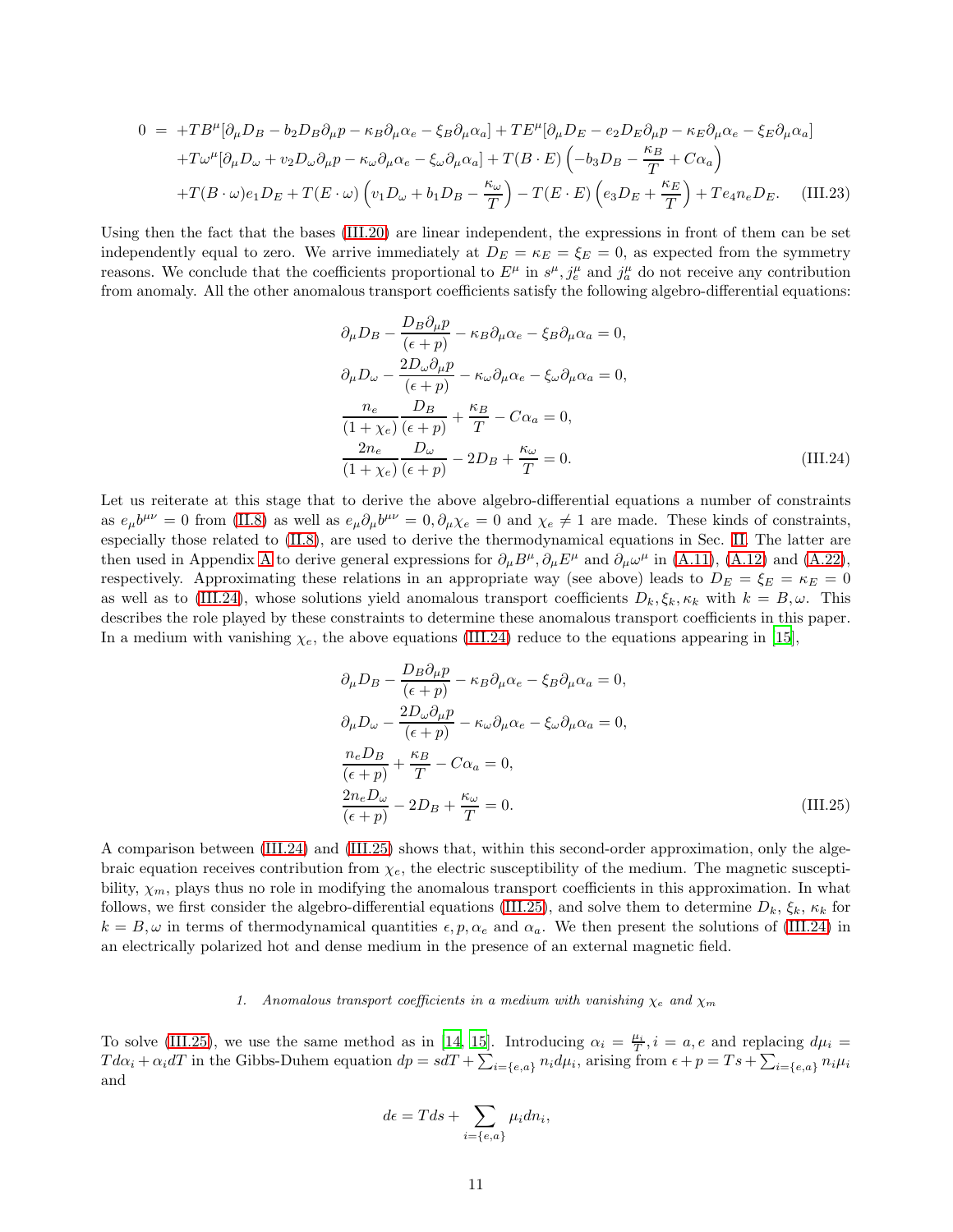$$
\begin{aligned}
0 =\ & +TB^\mu[\partial_\mu D_B - b_2 D_B \partial_\mu p - \kappa_B \partial_\mu \alpha_e - \xi_B \partial_\mu \alpha_a] + TE^\mu[\partial_\mu D_E - e_2 D_E \partial_\mu p - \kappa_E \partial_\mu \alpha_e - \xi_E \partial_\mu \alpha_a] \\
& + T\omega^\mu[\partial_\mu D_\omega + v_2 D_\omega \partial_\mu p - \kappa_\omega \partial_\mu \alpha_e - \xi_\omega \partial_\mu \alpha_a] + T(B\cdot E)\left(-b_3 D_B - \frac{\kappa_B}{T} + C\alpha_a\right) \\
& + T(B\cdot\omega) e_1 D_E + T(E\cdot\omega)\left(v_1 D_\omega + b_1 D_B - \frac{\kappa_\omega}{T}\right) - T(E\cdot E)\left(e_3 D_E + \frac{\kappa_E}{T}\right) + T e_4 n_e D_E. \qquad \text{(III.23)}
\end{aligned}
$$

Using then the fact that the bases (III.20) are linear independent, the expressions in front of them can be set independently equal to zero. We arrive immediately at $D_E = \kappa_E = \xi_E = 0$, as expected from the symmetry reasons. We conclude that the coefficients proportional to $E^\mu$ in $s^\mu, j_e^\mu$ and $j_a^\mu$ do not receive any contribution from anomaly. All the other anomalous transport coefficients satisfy the following algebro-differential equations:

$$
\begin{aligned}
&\partial_\mu D_B - \frac{D_B \partial_\mu p}{(\epsilon+p)} - \kappa_B \partial_\mu \alpha_e - \xi_B \partial_\mu \alpha_a = 0, \\
&\partial_\mu D_\omega - \frac{2D_\omega \partial_\mu p}{(\epsilon+p)} - \kappa_\omega \partial_\mu \alpha_e - \xi_\omega \partial_\mu \alpha_a = 0, \\
&\frac{n_e}{(1+\chi_e)}\frac{D_B}{(\epsilon+p)} + \frac{\kappa_B}{T} - C\alpha_a = 0, \\
&\frac{2n_e}{(1+\chi_e)}\frac{D_\omega}{(\epsilon+p)} - 2D_B + \frac{\kappa_\omega}{T} = 0. \qquad \text{(III.24)}
\end{aligned}
$$

Let us reiterate at this stage that to derive the above algebro-differential equations a number of constraints as $e_\mu b^{\mu\nu} = 0$ from (II.8) as well as $e_\mu \partial_\mu b^{\mu\nu} = 0, \partial_\mu \chi_e = 0$ and $\chi_e \neq 1$ are made. These kinds of constraints, especially those related to (II.8), are used to derive the thermodynamical equations in Sec. II. The latter are then used in Appendix A to derive general expressions for $\partial_\mu B^\mu, \partial_\mu E^\mu$ and $\partial_\mu \omega^\mu$ in (A.11), (A.12) and (A.22), respectively. Approximating these relations in an appropriate way (see above) leads to $D_E = \xi_E = \kappa_E = 0$ as well as to (III.24), whose solutions yield anomalous transport coefficients $D_k, \xi_k, \kappa_k$ with $k = B, \omega$. This describes the role played by these constraints to determine these anomalous transport coefficients in this paper. In a medium with vanishing $\chi_e$, the above equations (III.24) reduce to the equations appearing in [15],

$$
\begin{aligned}
&\partial_\mu D_B - \frac{D_B \partial_\mu p}{(\epsilon+p)} - \kappa_B \partial_\mu \alpha_e - \xi_B \partial_\mu \alpha_a = 0, \\
&\partial_\mu D_\omega - \frac{2D_\omega \partial_\mu p}{(\epsilon+p)} - \kappa_\omega \partial_\mu \alpha_e - \xi_\omega \partial_\mu \alpha_a = 0, \\
&\frac{n_e D_B}{(\epsilon+p)} + \frac{\kappa_B}{T} - C\alpha_a = 0, \\
&\frac{2n_e D_\omega}{(\epsilon+p)} - 2D_B + \frac{\kappa_\omega}{T} = 0. \qquad \text{(III.25)}
\end{aligned}
$$

A comparison between (III.24) and (III.25) shows that, within this second-order approximation, only the algebraic equation receives contribution from $\chi_e$, the electric susceptibility of the medium. The magnetic susceptibility, $\chi_m$, plays thus no role in modifying the anomalous transport coefficients in this approximation. In what follows, we first consider the algebro-differential equations (III.25), and solve them to determine $D_k$, $\xi_k$, $\kappa_k$ for $k = B, \omega$ in terms of thermodynamical quantities $\epsilon, p, \alpha_e$ and $\alpha_a$. We then present the solutions of (III.24) in an electrically polarized hot and dense medium in the presence of an external magnetic field.

#### 1. *Anomalous transport coefficients in a medium with vanishing $\chi_e$ and $\chi_m$*

To solve (III.25), we use the same method as in [14, 15]. Introducing $\alpha_i = \frac{\mu_i}{T}, i = a, e$ and replacing $d\mu_i = Td\alpha_i + \alpha_i dT$ in the Gibbs-Duhem equation $dp = sdT + \sum_{i=\{e,a\}} n_i d\mu_i$, arising from $\epsilon + p = Ts + \sum_{i=\{e,a\}} n_i\mu_i$ and

$$
d\epsilon = Tds + \sum_{i=\{e,a\}} \mu_i dn_i,
$$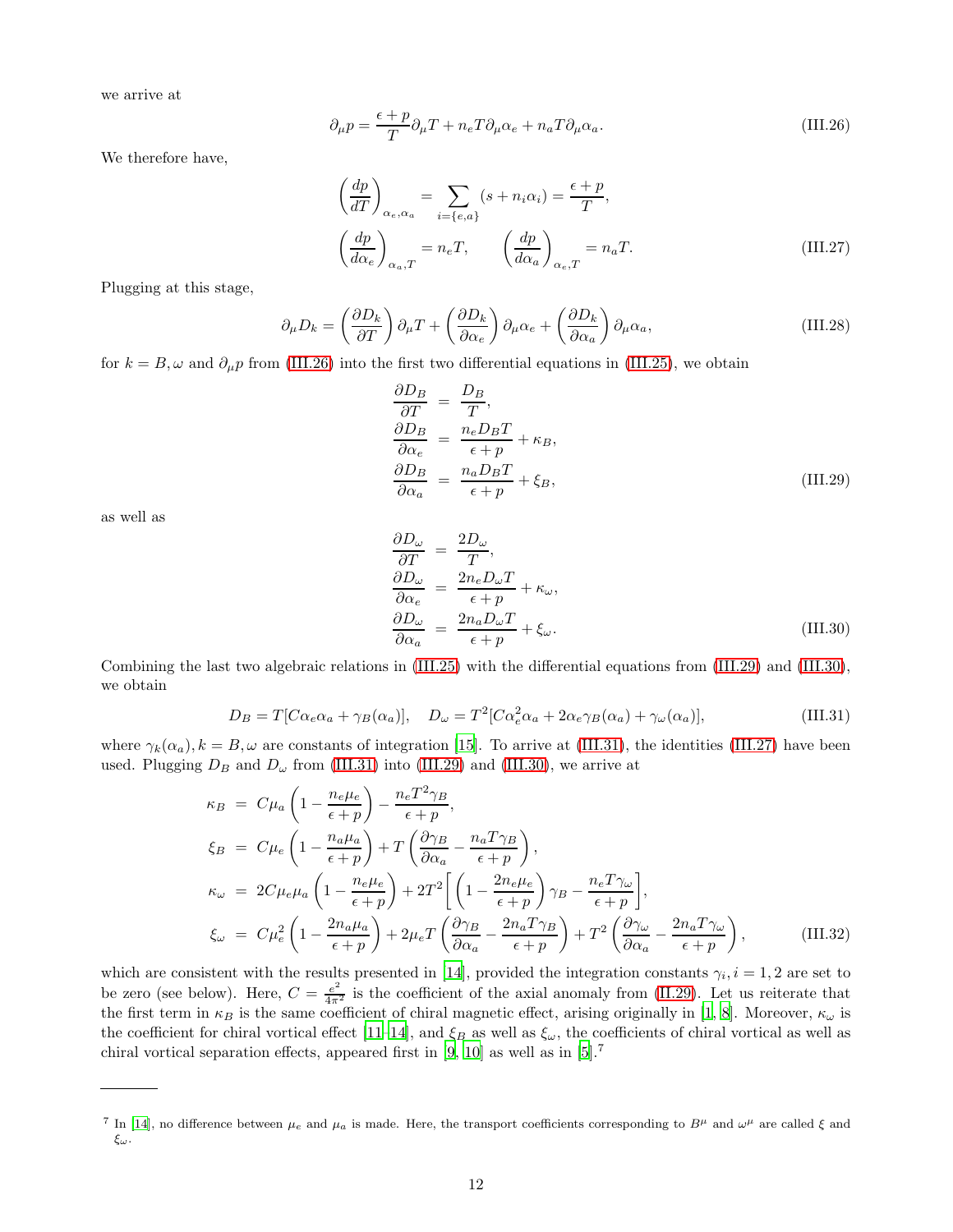we arrive at

$$\partial_\mu p = \frac{\epsilon + p}{T}\partial_\mu T + n_e T \partial_\mu \alpha_e + n_a T \partial_\mu \alpha_a. \tag{III.26}$$

We therefore have,

$$\left(\frac{dp}{dT}\right)_{\alpha_e,\alpha_a} = \sum_{i=\{e,a\}} (s + n_i \alpha_i) = \frac{\epsilon + p}{T},$$
$$\left(\frac{dp}{d\alpha_e}\right)_{\alpha_a,T} = n_e T, \qquad \left(\frac{dp}{d\alpha_a}\right)_{\alpha_e,T} = n_a T. \tag{III.27}$$

Plugging at this stage,

$$\partial_\mu D_k = \left(\frac{\partial D_k}{\partial T}\right)\partial_\mu T + \left(\frac{\partial D_k}{\partial \alpha_e}\right)\partial_\mu \alpha_e + \left(\frac{\partial D_k}{\partial \alpha_a}\right)\partial_\mu \alpha_a, \tag{III.28}$$

for $k = B, \omega$ and $\partial_\mu p$ from (III.26) into the first two differential equations in (III.25), we obtain

$$\begin{aligned}
\frac{\partial D_B}{\partial T} &= \frac{D_B}{T},\\
\frac{\partial D_B}{\partial \alpha_e} &= \frac{n_e D_B T}{\epsilon + p} + \kappa_B,\\
\frac{\partial D_B}{\partial \alpha_a} &= \frac{n_a D_B T}{\epsilon + p} + \xi_B,
\end{aligned} \tag{III.29}$$

as well as

$$\begin{aligned}
\frac{\partial D_\omega}{\partial T} &= \frac{2D_\omega}{T},\\
\frac{\partial D_\omega}{\partial \alpha_e} &= \frac{2n_e D_\omega T}{\epsilon + p} + \kappa_\omega,\\
\frac{\partial D_\omega}{\partial \alpha_a} &= \frac{2n_a D_\omega T}{\epsilon + p} + \xi_\omega.
\end{aligned} \tag{III.30}$$

Combining the last two algebraic relations in (III.25) with the differential equations from (III.29) and (III.30), we obtain

$$D_B = T[C\alpha_e\alpha_a + \gamma_B(\alpha_a)], \quad D_\omega = T^2[C\alpha_e^2\alpha_a + 2\alpha_e\gamma_B(\alpha_a) + \gamma_\omega(\alpha_a)], \tag{III.31}$$

where $\gamma_k(\alpha_a), k = B, \omega$ are constants of integration [15]. To arrive at (III.31), the identities (III.27) have been used. Plugging $D_B$ and $D_\omega$ from (III.31) into (III.29) and (III.30), we arrive at

$$\begin{aligned}
\kappa_B &= C\mu_a\left(1 - \frac{n_e\mu_e}{\epsilon + p}\right) - \frac{n_e T^2 \gamma_B}{\epsilon + p},\\
\xi_B &= C\mu_e\left(1 - \frac{n_a\mu_a}{\epsilon + p}\right) + T\left(\frac{\partial \gamma_B}{\partial \alpha_a} - \frac{n_a T \gamma_B}{\epsilon + p}\right),\\
\kappa_\omega &= 2C\mu_e\mu_a\left(1 - \frac{n_e\mu_e}{\epsilon + p}\right) + 2T^2\left[\left(1 - \frac{2n_e\mu_e}{\epsilon + p}\right)\gamma_B - \frac{n_e T \gamma_\omega}{\epsilon + p}\right],\\
\xi_\omega &= C\mu_e^2\left(1 - \frac{2n_a\mu_a}{\epsilon + p}\right) + 2\mu_e T\left(\frac{\partial \gamma_B}{\partial \alpha_a} - \frac{2n_a T \gamma_B}{\epsilon + p}\right) + T^2\left(\frac{\partial \gamma_\omega}{\partial \alpha_a} - \frac{2n_a T \gamma_\omega}{\epsilon + p}\right),
\end{aligned} \tag{III.32}$$

which are consistent with the results presented in [14], provided the integration constants $\gamma_i, i = 1, 2$ are set to be zero (see below). Here, $C = \frac{e^2}{4\pi^2}$ is the coefficient of the axial anomaly from (II.29). Let us reiterate that the first term in $\kappa_B$ is the same coefficient of chiral magnetic effect, arising originally in [1, 8]. Moreover, $\kappa_\omega$ is the coefficient for chiral vortical effect [11–14], and $\xi_B$ as well as $\xi_\omega$, the coefficients of chiral vortical as well as chiral vortical separation effects, appeared first in [9, 10] as well as in [5].[7]

---

[7] In [14], no difference between $\mu_e$ and $\mu_a$ is made. Here, the transport coefficients corresponding to $B^\mu$ and $\omega^\mu$ are called $\xi$ and $\xi_\omega$.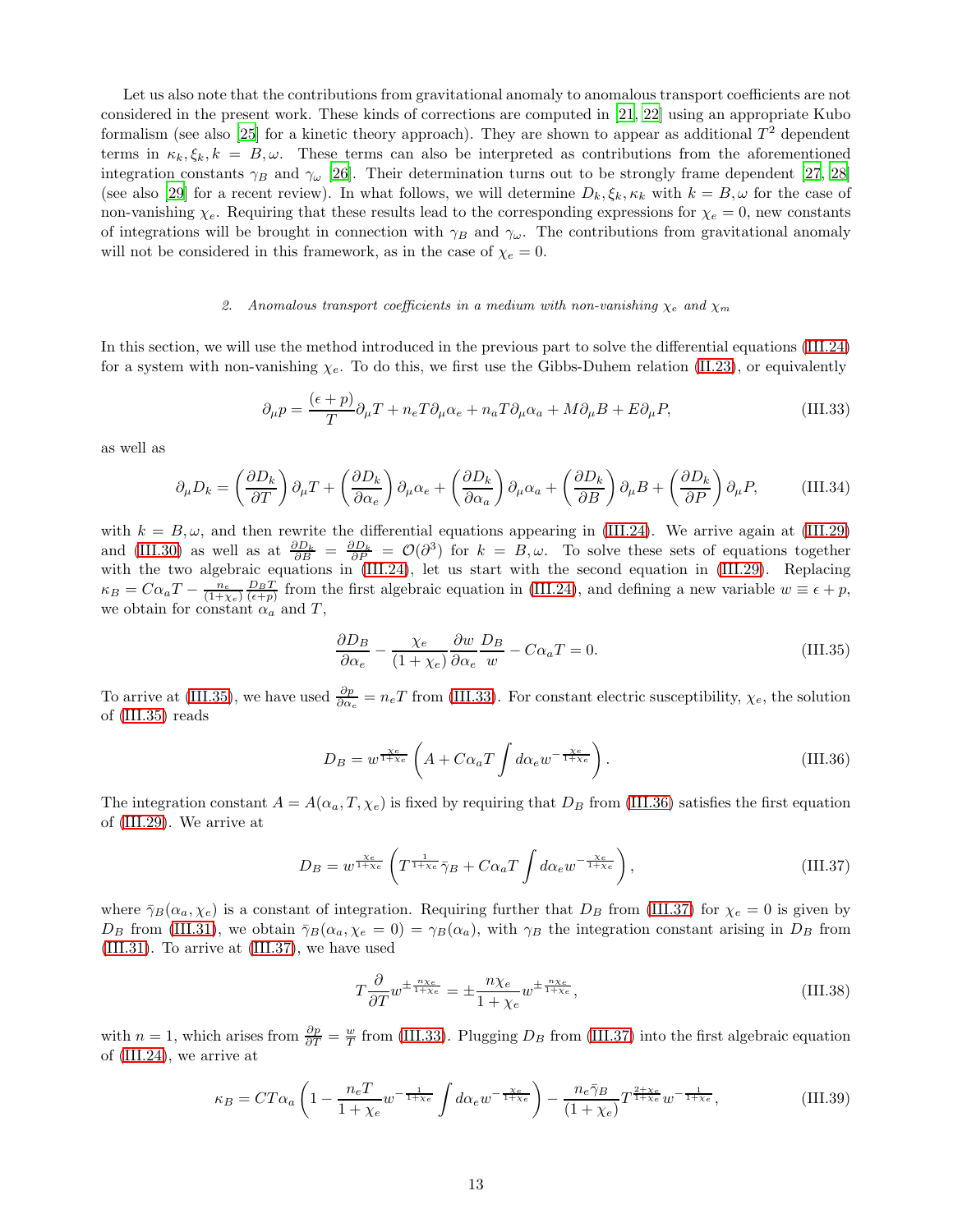Let us also note that the contributions from gravitational anomaly to anomalous transport coefficients are not considered in the present work. These kinds of corrections are computed in [21, 22] using an appropriate Kubo formalism (see also [25] for a kinetic theory approach). They are shown to appear as additional $T^2$ dependent terms in $\kappa_k, \xi_k, k = B, \omega$. These terms can also be interpreted as contributions from the aforementioned integration constants $\gamma_B$ and $\gamma_\omega$ [26]. Their determination turns out to be strongly frame dependent [27, 28] (see also [29] for a recent review). In what follows, we will determine $D_k, \xi_k, \kappa_k$ with $k = B, \omega$ for the case of non-vanishing $\chi_e$. Requiring that these results lead to the corresponding expressions for $\chi_e = 0$, new constants of integrations will be brought in connection with $\gamma_B$ and $\gamma_\omega$. The contributions from gravitational anomaly will not be considered in this framework, as in the case of $\chi_e = 0$.

### 2. *Anomalous transport coefficients in a medium with non-vanishing $\chi_e$ and $\chi_m$*

In this section, we will use the method introduced in the previous part to solve the differential equations (III.24) for a system with non-vanishing $\chi_e$. To do this, we first use the Gibbs-Duhem relation (II.23), or equivalently

$$\partial_\mu p = \frac{(\epsilon+p)}{T}\partial_\mu T + n_e T\partial_\mu \alpha_e + n_a T\partial_\mu \alpha_a + M\partial_\mu B + E\partial_\mu P, \tag{III.33}$$

as well as

$$\partial_\mu D_k = \left(\frac{\partial D_k}{\partial T}\right)\partial_\mu T + \left(\frac{\partial D_k}{\partial \alpha_e}\right)\partial_\mu \alpha_e + \left(\frac{\partial D_k}{\partial \alpha_a}\right)\partial_\mu \alpha_a + \left(\frac{\partial D_k}{\partial B}\right)\partial_\mu B + \left(\frac{\partial D_k}{\partial P}\right)\partial_\mu P, \tag{III.34}$$

with $k = B, \omega$, and then rewrite the differential equations appearing in (III.24). We arrive again at (III.29) and (III.30) as well as at $\frac{\partial D_k}{\partial B} = \frac{\partial D_k}{\partial P} = \mathcal{O}(\partial^3)$ for $k = B, \omega$. To solve these sets of equations together with the two algebraic equations in (III.24), let us start with the second equation in (III.29). Replacing $\kappa_B = C\alpha_a T - \frac{n_e}{(1+\chi_e)}\frac{D_B T}{(\epsilon+p)}$ from the first algebraic equation in (III.24), and defining a new variable $w \equiv \epsilon + p$, we obtain for constant $\alpha_a$ and $T$,

$$\frac{\partial D_B}{\partial \alpha_e} - \frac{\chi_e}{(1+\chi_e)}\frac{\partial w}{\partial \alpha_e}\frac{D_B}{w} - C\alpha_a T = 0. \tag{III.35}$$

To arrive at (III.35), we have used $\frac{\partial p}{\partial \alpha_e} = n_e T$ from (III.33). For constant electric susceptibility, $\chi_e$, the solution of (III.35) reads

$$D_B = w^{\frac{\chi_e}{1+\chi_e}}\left(A + C\alpha_a T\int d\alpha_e w^{-\frac{\chi_e}{1+\chi_e}}\right). \tag{III.36}$$

The integration constant $A = A(\alpha_a, T, \chi_e)$ is fixed by requiring that $D_B$ from (III.36) satisfies the first equation of (III.29). We arrive at

$$D_B = w^{\frac{\chi_e}{1+\chi_e}}\left(T^{\frac{1}{1+\chi_e}}\bar{\gamma}_B + C\alpha_a T\int d\alpha_e w^{-\frac{\chi_e}{1+\chi_e}}\right), \tag{III.37}$$

where $\bar{\gamma}_B(\alpha_a, \chi_e)$ is a constant of integration. Requiring further that $D_B$ from (III.37) for $\chi_e = 0$ is given by $D_B$ from (III.31), we obtain $\bar{\gamma}_B(\alpha_a, \chi_e = 0) = \gamma_B(\alpha_a)$, with $\gamma_B$ the integration constant arising in $D_B$ from (III.31). To arrive at (III.37), we have used

$$T\frac{\partial}{\partial T}w^{\pm\frac{n\chi_e}{1+\chi_e}} = \pm\frac{n\chi_e}{1+\chi_e}w^{\pm\frac{n\chi_e}{1+\chi_e}}, \tag{III.38}$$

with $n = 1$, which arises from $\frac{\partial p}{\partial T} = \frac{w}{T}$ from (III.33). Plugging $D_B$ from (III.37) into the first algebraic equation of (III.24), we arrive at

$$\kappa_B = CT\alpha_a\left(1 - \frac{n_e T}{1+\chi_e}w^{-\frac{1}{1+\chi_e}}\int d\alpha_e w^{-\frac{\chi_e}{1+\chi_e}}\right) - \frac{n_e\bar{\gamma}_B}{(1+\chi_e)}T^{\frac{2+\chi_e}{1+\chi_e}}w^{-\frac{1}{1+\chi_e}}, \tag{III.39}$$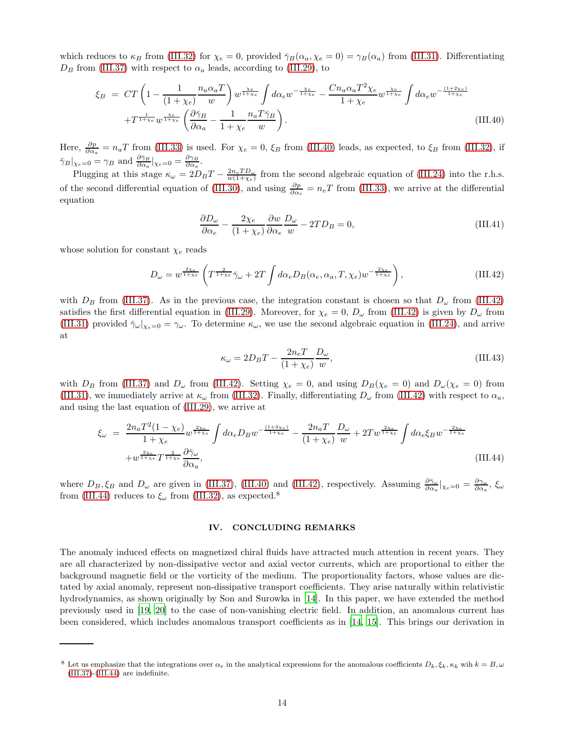which reduces to $\kappa_B$ from (III.32) for $\chi_e = 0$, provided $\bar{\gamma}_B(\alpha_a, \chi_e = 0) = \gamma_B(\alpha_a)$ from (III.31). Differentiating $D_B$ from (III.37) with respect to $\alpha_a$ leads, according to (III.29), to

$$
\begin{aligned}
\xi_B \;=\; & CT\left(1 - \frac{1}{(1+\chi_e)}\frac{n_a\alpha_a T}{w}\right) w^{\frac{\chi_e}{1+\chi_e}} \int d\alpha_e w^{-\frac{\chi_e}{1+\chi_e}} - \frac{C n_a \alpha_a T^2 \chi_e}{1+\chi_e} w^{\frac{\chi_e}{1+\chi_e}} \int d\alpha_e w^{-\frac{(1+2\chi_e)}{1+\chi_e}} \\
& + T^{\frac{1}{1+\chi_e}} w^{\frac{\chi_e}{1+\chi_e}} \left(\frac{\partial \bar{\gamma}_B}{\partial \alpha_a} - \frac{1}{1+\chi_e}\frac{n_a T \bar{\gamma}_B}{w}\right).
\end{aligned} \tag{III.40}
$$

Here, $\frac{\partial p}{\partial \alpha_a} = n_a T$ from (III.33) is used. For $\chi_e = 0$, $\xi_B$ from (III.40) leads, as expected, to $\xi_B$ from (III.32), if $\bar{\gamma}_B|_{\chi_e=0} = \gamma_B$ and $\frac{\partial \bar{\gamma}_B}{\partial \alpha_a}|_{\chi_e=0} = \frac{\partial \gamma_B}{\partial \alpha_a}$.

Plugging at this stage $\kappa_\omega = 2D_B T - \frac{2n_e T D_\omega}{w(1+\chi_e)}$ from the second algebraic equation of (III.24) into the r.h.s. of the second differential equation of (III.30), and using $\frac{\partial p}{\partial \alpha_e} = n_e T$ from (III.33), we arrive at the differential equation

$$
\frac{\partial D_\omega}{\partial \alpha_e} - \frac{2\chi_e}{(1+\chi_e)}\frac{\partial w}{\partial \alpha_e}\frac{D_\omega}{w} - 2TD_B = 0, \tag{III.41}
$$

whose solution for constant $\chi_e$ reads

$$
D_\omega = w^{\frac{2\chi_e}{1+\chi_e}}\left(T^{\frac{2}{1+\chi_e}}\bar{\gamma}_\omega + 2T\int d\alpha_e D_B(\alpha_e, \alpha_a, T, \chi_e) w^{-\frac{2\chi_e}{1+\chi_e}}\right), \tag{III.42}
$$

with $D_B$ from (III.37). As in the previous case, the integration constant is chosen so that $D_\omega$ from (III.42) satisfies the first differential equation in (III.29). Moreover, for $\chi_e = 0$, $D_\omega$ from (III.42) is given by $D_\omega$ from (III.31) provided $\bar{\gamma}_\omega|_{\chi_e=0} = \gamma_\omega$. To determine $\kappa_\omega$, we use the second algebraic equation in (III.24), and arrive at

$$
\kappa_\omega = 2D_B T - \frac{2n_e T}{(1+\chi_e)}\frac{D_\omega}{w}, \tag{III.43}
$$

with $D_B$ from (III.37) and $D_\omega$ from (III.42). Setting $\chi_e = 0$, and using $D_B(\chi_e = 0)$ and $D_\omega(\chi_e = 0)$ from (III.31), we immediately arrive at $\kappa_\omega$ from (III.32). Finally, differentiating $D_\omega$ from (III.42) with respect to $\alpha_a$, and using the last equation of (III.29), we arrive at

$$
\begin{aligned}
\xi_\omega \;=\; & \frac{2n_a T^2(1-\chi_e)}{1+\chi_e} w^{\frac{2\chi_e}{1+\chi_e}} \int d\alpha_e D_B w^{-\frac{(1+3\chi_e)}{1+\chi_e}} - \frac{2n_a T}{(1+\chi_e)}\frac{D_\omega}{w} + 2T w^{\frac{2\chi_e}{1+\chi_e}} \int d\alpha_e \xi_B w^{-\frac{2\chi_e}{1+\chi_e}} \\
& + w^{\frac{2\chi_e}{1+\chi_e}} T^{\frac{2}{1+\chi_e}} \frac{\partial \bar{\gamma}_\omega}{\partial \alpha_a},
\end{aligned} \tag{III.44}
$$

where $D_B, \xi_B$ and $D_\omega$ are given in (III.37), (III.40) and (III.42), respectively. Assuming $\frac{\partial \bar{\gamma}_\omega}{\partial \alpha_a}|_{\chi_e=0} = \frac{\partial \gamma_\omega}{\partial \alpha_a}$, $\xi_\omega$ from (III.44) reduces to $\xi_\omega$ from (III.32), as expected.[8]

## IV. CONCLUDING REMARKS

The anomaly induced effects on magnetized chiral fluids have attracted much attention in recent years. They are all characterized by non-dissipative vector and axial vector currents, which are proportional to either the background magnetic field or the vorticity of the medium. The proportionality factors, whose values are dictated by axial anomaly, represent non-dissipative transport coefficients. They arise naturally within relativistic hydrodynamics, as shown originally by Son and Surowka in [14]. In this paper, we have extended the method previously used in [19, 20] to the case of non-vanishing electric field. In addition, an anomalous current has been considered, which includes anomalous transport coefficients as in [14, 15]. This brings our derivation in

---

[8] Let us emphasize that the integrations over $\alpha_e$ in the analytical expressions for the anomalous coefficients $D_k, \xi_k, \kappa_k$ wih $k = B, \omega$ (III.37)-(III.44) are indefinite.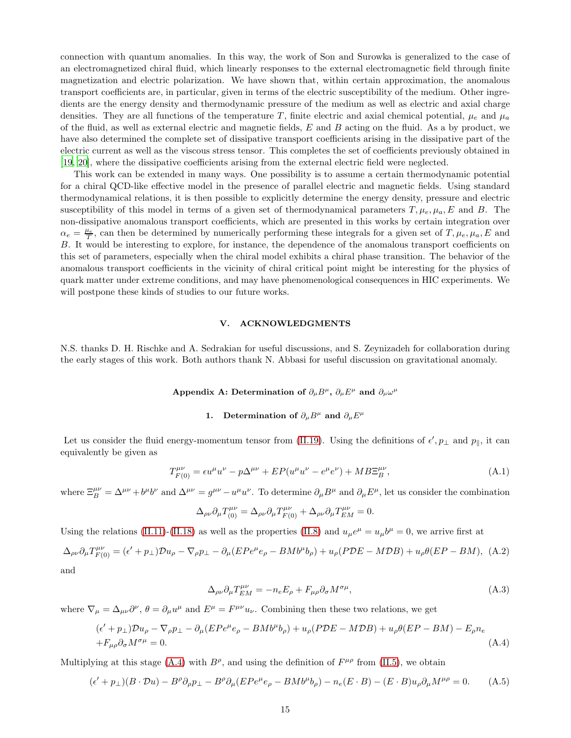connection with quantum anomalies. In this way, the work of Son and Surowka is generalized to the case of an electromagnetized chiral fluid, which linearly responses to the external electromagnetic field through finite magnetization and electric polarization. We have shown that, within certain approximation, the anomalous transport coefficients are, in particular, given in terms of the electric susceptibility of the medium. Other ingredients are the energy density and thermodynamic pressure of the medium as well as electric and axial charge densities. They are all functions of the temperature $T$, finite electric and axial chemical potential, $\mu_e$ and $\mu_a$ of the fluid, as well as external electric and magnetic fields, $E$ and $B$ acting on the fluid. As a by product, we have also determined the complete set of dissipative transport coefficients arising in the dissipative part of the electric current as well as the viscous stress tensor. This completes the set of coefficients previously obtained in [19, 20], where the dissipative coefficients arising from the external electric field were neglected.

This work can be extended in many ways. One possibility is to assume a certain thermodynamic potential for a chiral QCD-like effective model in the presence of parallel electric and magnetic fields. Using standard thermodynamical relations, it is then possible to explicitly determine the energy density, pressure and electric susceptibility of this model in terms of a given set of thermodynamical parameters $T, \mu_e, \mu_a, E$ and $B$. The non-dissipative anomalous transport coefficients, which are presented in this works by certain integration over $\alpha_e = \frac{\mu_e}{T}$, can then be determined by numerically performing these integrals for a given set of $T, \mu_e, \mu_a, E$ and $B$. It would be interesting to explore, for instance, the dependence of the anomalous transport coefficients on this set of parameters, especially when the chiral model exhibits a chiral phase transition. The behavior of the anomalous transport coefficients in the vicinity of chiral critical point might be interesting for the physics of quark matter under extreme conditions, and may have phenomenological consequences in HIC experiments. We will postpone these kinds of studies to our future works.

## V. ACKNOWLEDGMENTS

N.S. thanks D. H. Rischke and A. Sedrakian for useful discussions, and S. Zeynizadeh for collaboration during the early stages of this work. Both authors thank N. Abbasi for useful discussion on gravitational anomaly.

## Appendix A: Determination of $\partial_\mu B^\mu$, $\partial_\mu E^\mu$ and $\partial_\mu \omega^\mu$

### 1. Determination of $\partial_\mu B^\mu$ and $\partial_\mu E^\mu$

Let us consider the fluid energy-momentum tensor from (II.19). Using the definitions of $\epsilon', p_\perp$ and $p_\parallel$, it can equivalently be given as

$$T^{\mu\nu}_{F(0)} = \epsilon u^\mu u^\nu - p\Delta^{\mu\nu} + EP(u^\mu u^\nu - e^\mu e^\nu) + MB\Xi^{\mu\nu}_B, \tag{A.1}$$

where $\Xi^{\mu\nu}_B = \Delta^{\mu\nu} + b^\mu b^\nu$ and $\Delta^{\mu\nu} = g^{\mu\nu} - u^\mu u^\nu$. To determine $\partial_\mu B^\mu$ and $\partial_\mu E^\mu$, let us consider the combination

$$\Delta_{\rho\nu}\partial_\mu T^{\mu\nu}_{(0)} = \Delta_{\rho\nu}\partial_\mu T^{\mu\nu}_{F(0)} + \Delta_{\rho\nu}\partial_\mu T^{\mu\nu}_{EM} = 0.$$

Using the relations (II.11)-(II.18) as well as the properties (II.8) and $u_\mu e^\mu = u_\mu b^\mu = 0$, we arrive first at

$$\Delta_{\rho\nu}\partial_\mu T^{\mu\nu}_{F(0)} = (\epsilon' + p_\perp)\mathcal{D}u_\rho - \nabla_\rho p_\perp - \partial_\mu(EPe^\mu e_\rho - BMb^\mu b_\rho) + u_\rho(P\mathcal{D}E - M\mathcal{D}B) + u_\rho\theta(EP - BM), \tag{A.2}$$

and

$$\Delta_{\rho\nu}\partial_\mu T^{\mu\nu}_{EM} = -n_e E_\rho + F_{\mu\rho}\partial_\sigma M^{\sigma\mu}, \tag{A.3}$$

where $\nabla_\mu = \Delta_{\mu\nu}\partial^\nu$, $\theta = \partial_\mu u^\mu$ and $E^\mu = F^{\mu\nu}u_\nu$. Combining then these two relations, we get

$$\begin{aligned}(\epsilon' + p_\perp)\mathcal{D}u_\rho - \nabla_\rho p_\perp - \partial_\mu(EPe^\mu e_\rho - BMb^\mu b_\rho) + u_\rho(P\mathcal{D}E - M\mathcal{D}B) + u_\rho\theta(EP - BM) - E_\rho n_e \\ + F_{\mu\rho}\partial_\sigma M^{\sigma\mu} = 0.\end{aligned} \tag{A.4}$$

Multiplying at this stage (A.4) with $B^\rho$, and using the definition of $F^{\mu\rho}$ from (II.5), we obtain

$$(\epsilon' + p_\perp)(B\cdot\mathcal{D}u) - B^\rho\partial_\rho p_\perp - B^\rho\partial_\mu(EPe^\mu e_\rho - BMb^\mu b_\rho) - n_e(E\cdot B) - (E\cdot B)u_\rho\partial_\mu M^{\mu\rho} = 0. \tag{A.5}$$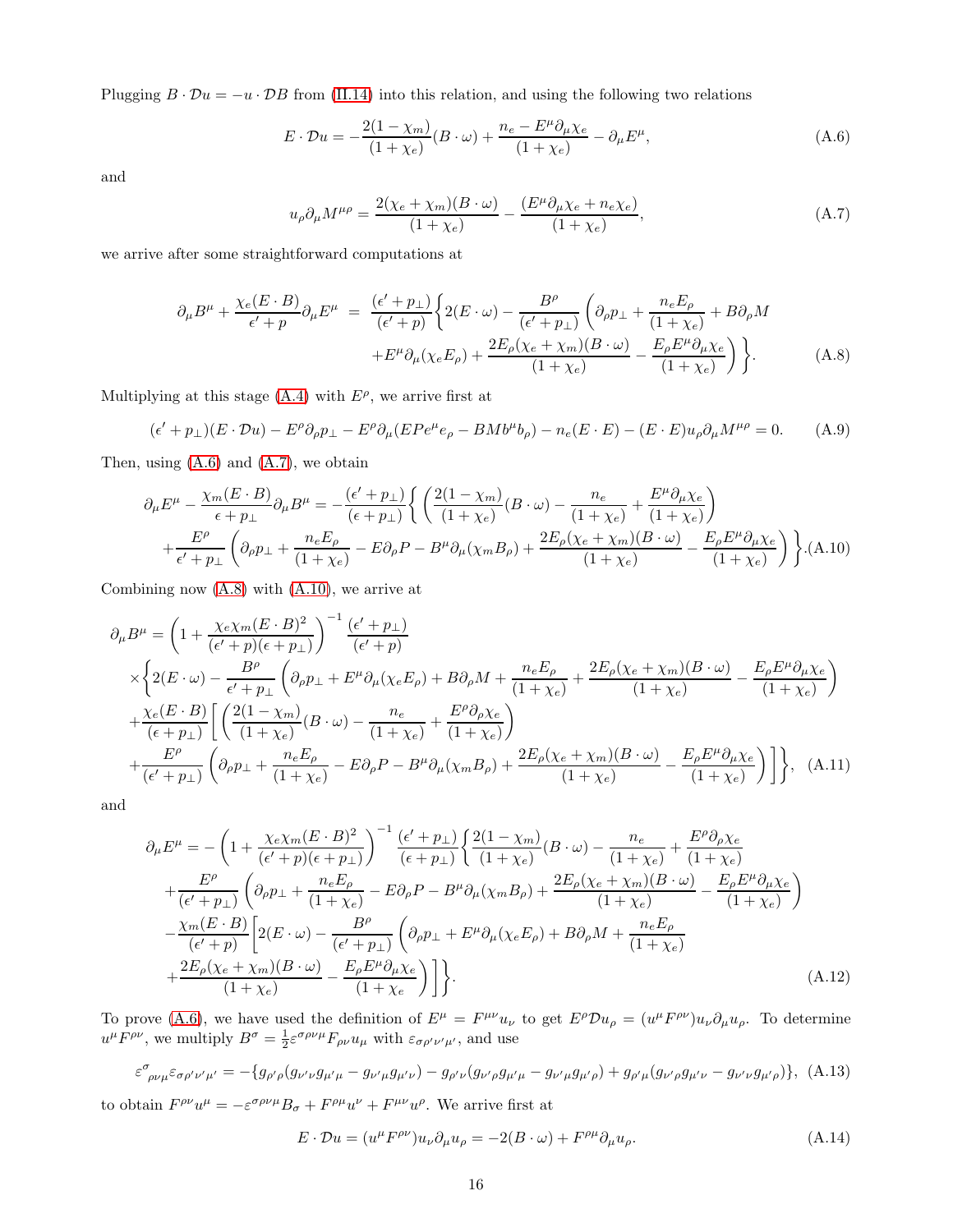Plugging $B\cdot\mathcal{D}u=-u\cdot\mathcal{D}B$ from (II.14) into this relation, and using the following two relations

$$
E\cdot\mathcal{D}u=-\frac{2(1-\chi_m)}{(1+\chi_e)}(B\cdot\omega)+\frac{n_e-E^\mu\partial_\mu\chi_e}{(1+\chi_e)}-\partial_\mu E^\mu, \tag{A.6}
$$

and

$$
u_\rho\partial_\mu M^{\mu\rho}=\frac{2(\chi_e+\chi_m)(B\cdot\omega)}{(1+\chi_e)}-\frac{(E^\mu\partial_\mu\chi_e+n_e\chi_e)}{(1+\chi_e)}, \tag{A.7}
$$

we arrive after some straightforward computations at

$$
\begin{aligned}
\partial_\mu B^\mu+\frac{\chi_e(E\cdot B)}{\epsilon'+p}\partial_\mu E^\mu \;=\; \frac{(\epsilon'+p_\perp)}{(\epsilon'+p)}\bigg\{&2(E\cdot\omega)-\frac{B^\rho}{(\epsilon'+p_\perp)}\bigg(\partial_\rho p_\perp+\frac{n_eE_\rho}{(1+\chi_e)}+B\partial_\rho M\\
&+E^\mu\partial_\mu(\chi_eE_\rho)+\frac{2E_\rho(\chi_e+\chi_m)(B\cdot\omega)}{(1+\chi_e)}-\frac{E_\rho E^\mu\partial_\mu\chi_e}{(1+\chi_e)}\bigg)\bigg\}.
\end{aligned} \tag{A.8}
$$

Multiplying at this stage (A.4) with $E^\rho$, we arrive first at

$$
(\epsilon'+p_\perp)(E\cdot\mathcal{D}u)-E^\rho\partial_\rho p_\perp-E^\rho\partial_\mu(EPe^\mu e_\rho-BMb^\mu b_\rho)-n_e(E\cdot E)-(E\cdot E)u_\rho\partial_\mu M^{\mu\rho}=0. \tag{A.9}
$$

Then, using (A.6) and (A.7), we obtain

$$
\begin{aligned}
\partial_\mu E^\mu-\frac{\chi_m(E\cdot B)}{\epsilon+p_\perp}\partial_\mu B^\mu=&-\frac{(\epsilon'+p_\perp)}{(\epsilon+p_\perp)}\bigg\{\bigg(\frac{2(1-\chi_m)}{(1+\chi_e)}(B\cdot\omega)-\frac{n_e}{(1+\chi_e)}+\frac{E^\mu\partial_\mu\chi_e}{(1+\chi_e)}\bigg)\\
&+\frac{E^\rho}{\epsilon'+p_\perp}\bigg(\partial_\rho p_\perp+\frac{n_eE_\rho}{(1+\chi_e)}-E\partial_\rho P-B^\mu\partial_\mu(\chi_mB_\rho)+\frac{2E_\rho(\chi_e+\chi_m)(B\cdot\omega)}{(1+\chi_e)}-\frac{E_\rho E^\mu\partial_\mu\chi_e}{(1+\chi_e)}\bigg)\bigg\}.
\end{aligned} \tag{A.10}
$$

Combining now (A.8) with (A.10), we arrive at

$$
\begin{aligned}
\partial_\mu B^\mu=&\left(1+\frac{\chi_e\chi_m(E\cdot B)^2}{(\epsilon'+p)(\epsilon+p_\perp)}\right)^{-1}\frac{(\epsilon'+p_\perp)}{(\epsilon'+p)}\\
&\times\bigg\{2(E\cdot\omega)-\frac{B^\rho}{\epsilon'+p_\perp}\bigg(\partial_\rho p_\perp+E^\mu\partial_\mu(\chi_eE_\rho)+B\partial_\rho M+\frac{n_eE_\rho}{(1+\chi_e)}+\frac{2E_\rho(\chi_e+\chi_m)(B\cdot\omega)}{(1+\chi_e)}-\frac{E_\rho E^\mu\partial_\mu\chi_e}{(1+\chi_e)}\bigg)\\
&+\frac{\chi_e(E\cdot B)}{(\epsilon+p_\perp)}\bigg[\bigg(\frac{2(1-\chi_m)}{(1+\chi_e)}(B\cdot\omega)-\frac{n_e}{(1+\chi_e)}+\frac{E^\rho\partial_\rho\chi_e}{(1+\chi_e)}\bigg)\\
&+\frac{E^\rho}{(\epsilon'+p_\perp)}\bigg(\partial_\rho p_\perp+\frac{n_eE_\rho}{(1+\chi_e)}-E\partial_\rho P-B^\mu\partial_\mu(\chi_mB_\rho)+\frac{2E_\rho(\chi_e+\chi_m)(B\cdot\omega)}{(1+\chi_e)}-\frac{E_\rho E^\mu\partial_\mu\chi_e}{(1+\chi_e)}\bigg)\bigg]\bigg\},
\end{aligned} \tag{A.11}
$$

and

$$
\begin{aligned}
\partial_\mu E^\mu=&-\left(1+\frac{\chi_e\chi_m(E\cdot B)^2}{(\epsilon'+p)(\epsilon+p_\perp)}\right)^{-1}\frac{(\epsilon'+p_\perp)}{(\epsilon+p_\perp)}\bigg\{\frac{2(1-\chi_m)}{(1+\chi_e)}(B\cdot\omega)-\frac{n_e}{(1+\chi_e)}+\frac{E^\rho\partial_\rho\chi_e}{(1+\chi_e)}\\
&+\frac{E^\rho}{(\epsilon'+p_\perp)}\bigg(\partial_\rho p_\perp+\frac{n_eE_\rho}{(1+\chi_e)}-E\partial_\rho P-B^\mu\partial_\mu(\chi_mB_\rho)+\frac{2E_\rho(\chi_e+\chi_m)(B\cdot\omega)}{(1+\chi_e)}-\frac{E_\rho E^\mu\partial_\mu\chi_e}{(1+\chi_e)}\bigg)\\
&-\frac{\chi_m(E\cdot B)}{(\epsilon'+p)}\bigg[2(E\cdot\omega)-\frac{B^\rho}{(\epsilon'+p_\perp)}\bigg(\partial_\rho p_\perp+E^\mu\partial_\mu(\chi_eE_\rho)+B\partial_\rho M+\frac{n_eE_\rho}{(1+\chi_e)}\\
&+\frac{2E_\rho(\chi_e+\chi_m)(B\cdot\omega)}{(1+\chi_e)}-\frac{E_\rho E^\mu\partial_\mu\chi_e}{(1+\chi_e)}\bigg)\bigg]\bigg\}.
\end{aligned} \tag{A.12}
$$

To prove (A.6), we have used the definition of $E^\mu=F^{\mu\nu}u_\nu$ to get $E^\rho\mathcal{D}u_\rho=(u^\mu F^{\rho\nu})u_\nu\partial_\mu u_\rho$. To determine $u^\mu F^{\rho\nu}$, we multiply $B^\sigma=\frac{1}{2}\varepsilon^{\sigma\rho\nu\mu}F_{\rho\nu}u_\mu$ with $\varepsilon_{\sigma\rho'\nu'\mu'}$, and use

$$
\varepsilon^{\sigma}{}_{\rho\nu\mu}\varepsilon_{\sigma\rho'\nu'\mu'}=-\{g_{\rho'\rho}(g_{\nu'\nu}g_{\mu'\mu}-g_{\nu'\mu}g_{\mu'\nu})-g_{\rho'\nu}(g_{\nu'\rho}g_{\mu'\mu}-g_{\nu'\mu}g_{\mu'\rho})+g_{\rho'\mu}(g_{\nu'\rho}g_{\mu'\nu}-g_{\nu'\nu}g_{\mu'\rho})\}, \tag{A.13}
$$

to obtain $F^{\rho\nu}u^\mu=-\varepsilon^{\sigma\rho\nu\mu}B_\sigma+F^{\rho\mu}u^\nu+F^{\mu\nu}u^\rho$. We arrive first at

$$
E\cdot\mathcal{D}u=(u^\mu F^{\rho\nu})u_\nu\partial_\mu u_\rho=-2(B\cdot\omega)+F^{\rho\mu}\partial_\mu u_\rho. \tag{A.14}
$$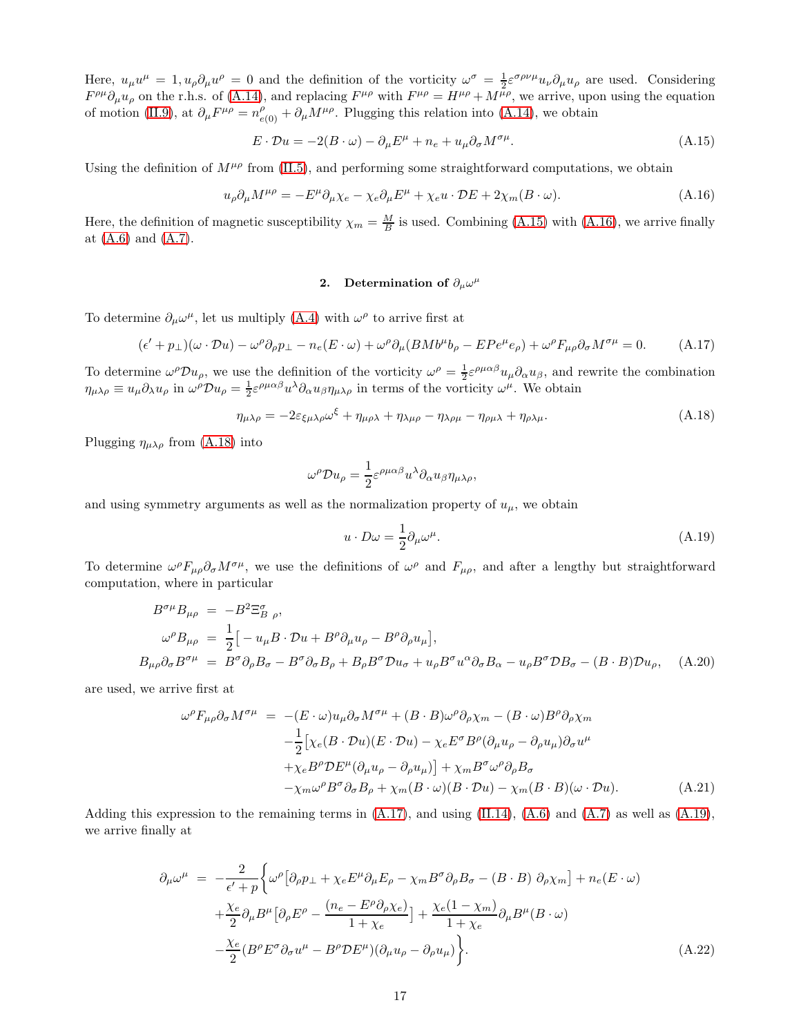Here, $u_\mu u^\mu = 1, u_\rho \partial_\mu u^\rho = 0$ and the definition of the vorticity $\omega^\sigma = \frac{1}{2}\varepsilon^{\sigma\rho\nu\mu}u_\nu \partial_\mu u_\rho$ are used. Considering $F^{\rho\mu}\partial_\mu u_\rho$ on the r.h.s. of (A.14), and replacing $F^{\mu\rho}$ with $F^{\mu\rho} = H^{\mu\rho} + M^{\mu\rho}$, we arrive, upon using the equation of motion (II.9), at $\partial_\mu F^{\mu\rho} = n^\rho_{e(0)} + \partial_\mu M^{\mu\rho}$. Plugging this relation into (A.14), we obtain

$$E \cdot \mathcal{D}u = -2(B \cdot \omega) - \partial_\mu E^\mu + n_e + u_\mu \partial_\sigma M^{\sigma\mu}. \tag{A.15}$$

Using the definition of $M^{\mu\rho}$ from (II.5), and performing some straightforward computations, we obtain

$$u_\rho \partial_\mu M^{\mu\rho} = -E^\mu \partial_\mu \chi_e - \chi_e \partial_\mu E^\mu + \chi_e u \cdot \mathcal{D}E + 2\chi_m (B \cdot \omega). \tag{A.16}$$

Here, the definition of magnetic susceptibility $\chi_m = \frac{M}{B}$ is used. Combining (A.15) with (A.16), we arrive finally at (A.6) and (A.7).

### 2. Determination of $\partial_\mu \omega^\mu$

To determine $\partial_\mu \omega^\mu$, let us multiply (A.4) with $\omega^\rho$ to arrive first at

$$(\epsilon' + p_\perp)(\omega \cdot \mathcal{D}u) - \omega^\rho \partial_\rho p_\perp - n_e(E \cdot \omega) + \omega^\rho \partial_\mu (BMb^\mu b_\rho - EPe^\mu e_\rho) + \omega^\rho F_{\mu\rho}\partial_\sigma M^{\sigma\mu} = 0. \tag{A.17}$$

To determine $\omega^\rho \mathcal{D}u_\rho$, we use the definition of the vorticity $\omega^\rho = \frac{1}{2}\varepsilon^{\rho\mu\alpha\beta}u_\mu \partial_\alpha u_\beta$, and rewrite the combination $\eta_{\mu\lambda\rho} \equiv u_\mu \partial_\lambda u_\rho$ in $\omega^\rho \mathcal{D}u_\rho = \frac{1}{2}\varepsilon^{\rho\mu\alpha\beta}u^\lambda \partial_\alpha u_\beta \eta_{\mu\lambda\rho}$ in terms of the vorticity $\omega^\mu$. We obtain

$$\eta_{\mu\lambda\rho} = -2\varepsilon_{\xi\mu\lambda\rho}\omega^\xi + \eta_{\mu\rho\lambda} + \eta_{\lambda\mu\rho} - \eta_{\lambda\rho\mu} - \eta_{\rho\mu\lambda} + \eta_{\rho\lambda\mu}. \tag{A.18}$$

Plugging $\eta_{\mu\lambda\rho}$ from (A.18) into

$$\omega^\rho \mathcal{D}u_\rho = \frac{1}{2}\varepsilon^{\rho\mu\alpha\beta}u^\lambda \partial_\alpha u_\beta \eta_{\mu\lambda\rho},$$

and using symmetry arguments as well as the normalization property of $u_\mu$, we obtain

$$u \cdot D\omega = \frac{1}{2}\partial_\mu \omega^\mu. \tag{A.19}$$

To determine $\omega^\rho F_{\mu\rho}\partial_\sigma M^{\sigma\mu}$, we use the definitions of $\omega^\rho$ and $F_{\mu\rho}$, and after a lengthy but straightforward computation, where in particular

$$\begin{aligned}
B^{\sigma\mu}B_{\mu\rho} &= -B^2 \Xi_{B\ \rho}^{\sigma}, \\
\omega^\rho B_{\mu\rho} &= \frac{1}{2}\big[-u_\mu B \cdot \mathcal{D}u + B^\rho \partial_\mu u_\rho - B^\rho \partial_\rho u_\mu\big], \\
B_{\mu\rho}\partial_\sigma B^{\sigma\mu} &= B^\sigma \partial_\rho B_\sigma - B^\sigma \partial_\sigma B_\rho + B_\rho B^\sigma \mathcal{D}u_\sigma + u_\rho B^\sigma u^\alpha \partial_\sigma B_\alpha - u_\rho B^\sigma \mathcal{D}B_\sigma - (B \cdot B)\mathcal{D}u_\rho,
\end{aligned} \tag{A.20}$$

are used, we arrive first at

$$\begin{aligned}
\omega^\rho F_{\mu\rho}\partial_\sigma M^{\sigma\mu} &= -(E \cdot \omega)u_\mu \partial_\sigma M^{\sigma\mu} + (B \cdot B)\omega^\rho \partial_\rho \chi_m - (B \cdot \omega)B^\rho \partial_\rho \chi_m \\
&\quad -\frac{1}{2}\big[\chi_e (B \cdot \mathcal{D}u)(E \cdot \mathcal{D}u) - \chi_e E^\sigma B^\rho (\partial_\mu u_\rho - \partial_\rho u_\mu)\partial_\sigma u^\mu \\
&\quad +\chi_e B^\rho \mathcal{D}E^\mu (\partial_\mu u_\rho - \partial_\rho u_\mu)\big] + \chi_m B^\sigma \omega^\rho \partial_\rho B_\sigma \\
&\quad -\chi_m \omega^\rho B^\sigma \partial_\sigma B_\rho + \chi_m (B \cdot \omega)(B \cdot \mathcal{D}u) - \chi_m (B \cdot B)(\omega \cdot \mathcal{D}u).
\end{aligned} \tag{A.21}$$

Adding this expression to the remaining terms in (A.17), and using (II.14), (A.6) and (A.7) as well as (A.19), we arrive finally at

$$\begin{aligned}
\partial_\mu \omega^\mu &= -\frac{2}{\epsilon' + p}\bigg\{\omega^\rho\big[\partial_\rho p_\perp + \chi_e E^\mu \partial_\mu E_\rho - \chi_m B^\sigma \partial_\rho B_\sigma - (B \cdot B)\ \partial_\rho \chi_m\big] + n_e (E \cdot \omega) \\
&\quad + \frac{\chi_e}{2}\partial_\mu B^\mu \big[\partial_\rho E^\rho - \frac{(n_e - E^\rho \partial_\rho \chi_e)}{1 + \chi_e}\big] + \frac{\chi_e(1 - \chi_m)}{1 + \chi_e}\partial_\mu B^\mu (B \cdot \omega) \\
&\quad -\frac{\chi_e}{2}(B^\rho E^\sigma \partial_\sigma u^\mu - B^\rho \mathcal{D}E^\mu)(\partial_\mu u_\rho - \partial_\rho u_\mu)\bigg\}.
\end{aligned} \tag{A.22}$$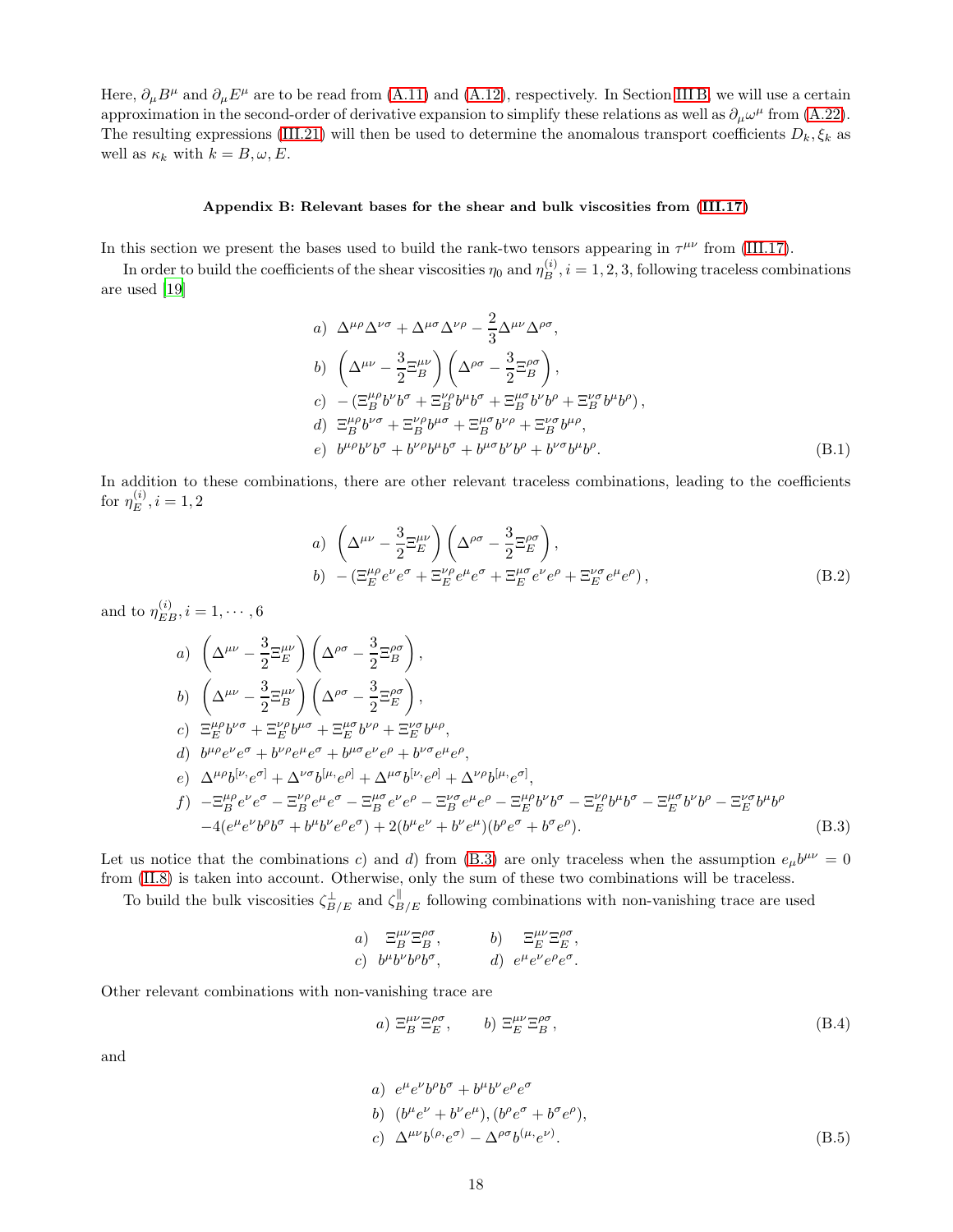Here, $\partial_\mu B^\mu$ and $\partial_\mu E^\mu$ are to be read from (A.11) and (A.12), respectively. In Section III B, we will use a certain approximation in the second-order of derivative expansion to simplify these relations as well as $\partial_\mu \omega^\mu$ from (A.22). The resulting expressions (III.21) will then be used to determine the anomalous transport coefficients $D_k, \xi_k$ as well as $\kappa_k$ with $k = B, \omega, E$.

### Appendix B: Relevant bases for the shear and bulk viscosities from (III.17)

In this section we present the bases used to build the rank-two tensors appearing in $\tau^{\mu\nu}$ from (III.17).

In order to build the coefficients of the shear viscosities $\eta_0$ and $\eta_B^{(i)}, i = 1, 2, 3$, following traceless combinations are used [19]

$$
\begin{aligned}
&a)\ \ \Delta^{\mu\rho}\Delta^{\nu\sigma} + \Delta^{\mu\sigma}\Delta^{\nu\rho} - \frac{2}{3}\Delta^{\mu\nu}\Delta^{\rho\sigma},\\
&b)\ \ \left(\Delta^{\mu\nu} - \frac{3}{2}\Xi_B^{\mu\nu}\right)\left(\Delta^{\rho\sigma} - \frac{3}{2}\Xi_B^{\rho\sigma}\right),\\
&c)\ \ -\left(\Xi_B^{\mu\rho} b^\nu b^\sigma + \Xi_B^{\nu\rho} b^\mu b^\sigma + \Xi_B^{\mu\sigma} b^\nu b^\rho + \Xi_B^{\nu\sigma} b^\mu b^\rho\right),\\
&d)\ \ \Xi_B^{\mu\rho} b^{\nu\sigma} + \Xi_B^{\nu\rho} b^{\mu\sigma} + \Xi_B^{\mu\sigma} b^{\nu\rho} + \Xi_B^{\nu\sigma} b^{\mu\rho},\\
&e)\ \ b^{\mu\rho} b^\nu b^\sigma + b^{\nu\rho} b^\mu b^\sigma + b^{\mu\sigma} b^\nu b^\rho + b^{\nu\sigma} b^\mu b^\rho.
\end{aligned}
\tag{B.1}
$$

In addition to these combinations, there are other relevant traceless combinations, leading to the coefficients for $\eta_E^{(i)}, i = 1, 2$

$$
\begin{aligned}
&a)\ \ \left(\Delta^{\mu\nu} - \frac{3}{2}\Xi_E^{\mu\nu}\right)\left(\Delta^{\rho\sigma} - \frac{3}{2}\Xi_E^{\rho\sigma}\right),\\
&b)\ \ -\left(\Xi_E^{\mu\rho} e^\nu e^\sigma + \Xi_E^{\nu\rho} e^\mu e^\sigma + \Xi_E^{\mu\sigma} e^\nu e^\rho + \Xi_E^{\nu\sigma} e^\mu e^\rho\right),
\end{aligned}
\tag{B.2}
$$

and to $\eta_{EB}^{(i)}, i = 1, \cdots, 6$

$$
\begin{aligned}
&a)\ \ \left(\Delta^{\mu\nu} - \frac{3}{2}\Xi_E^{\mu\nu}\right)\left(\Delta^{\rho\sigma} - \frac{3}{2}\Xi_B^{\rho\sigma}\right),\\
&b)\ \ \left(\Delta^{\mu\nu} - \frac{3}{2}\Xi_B^{\mu\nu}\right)\left(\Delta^{\rho\sigma} - \frac{3}{2}\Xi_E^{\rho\sigma}\right),\\
&c)\ \ \Xi_E^{\mu\rho} b^{\nu\sigma} + \Xi_E^{\nu\rho} b^{\mu\sigma} + \Xi_E^{\mu\sigma} b^{\nu\rho} + \Xi_E^{\nu\sigma} b^{\mu\rho},\\
&d)\ \ b^{\mu\rho} e^\nu e^\sigma + b^{\nu\rho} e^\mu e^\sigma + b^{\mu\sigma} e^\nu e^\rho + b^{\nu\sigma} e^\mu e^\rho,\\
&e)\ \ \Delta^{\mu\rho} b^{[\nu,} e^{\sigma]} + \Delta^{\nu\sigma} b^{[\mu,} e^{\rho]} + \Delta^{\mu\sigma} b^{[\nu,} e^{\rho]} + \Delta^{\nu\rho} b^{[\mu,} e^{\sigma]},\\
&f)\ \ -\Xi_B^{\mu\rho} e^\nu e^\sigma - \Xi_B^{\nu\rho} e^\mu e^\sigma - \Xi_B^{\mu\sigma} e^\nu e^\rho - \Xi_B^{\nu\sigma} e^\mu e^\rho - \Xi_E^{\mu\rho} b^\nu b^\sigma - \Xi_E^{\nu\rho} b^\mu b^\sigma - \Xi_E^{\mu\sigma} b^\nu b^\rho - \Xi_E^{\nu\sigma} b^\mu b^\rho\\
&\quad -4(e^\mu e^\nu b^\rho b^\sigma + b^\mu b^\nu e^\rho e^\sigma) + 2(b^\mu e^\nu + b^\nu e^\mu)(b^\rho e^\sigma + b^\sigma e^\rho).
\end{aligned}
\tag{B.3}
$$

Let us notice that the combinations $c)$ and $d)$ from (B.3) are only traceless when the assumption $e_\mu b^{\mu\nu} = 0$ from (II.8) is taken into account. Otherwise, only the sum of these two combinations will be traceless.

To build the bulk viscosities $\zeta_{B/E}^{\perp}$ and $\zeta_{B/E}^{\parallel}$ following combinations with non-vanishing trace are used

$$
\begin{aligned}
&a)\ \ \Xi_B^{\mu\nu}\Xi_B^{\rho\sigma}, \qquad &&b)\ \ \Xi_E^{\mu\nu}\Xi_E^{\rho\sigma},\\
&c)\ \ b^\mu b^\nu b^\rho b^\sigma, \qquad &&d)\ \ e^\mu e^\nu e^\rho e^\sigma.
\end{aligned}
$$

Other relevant combinations with non-vanishing trace are

$$
a)\ \Xi_B^{\mu\nu}\Xi_E^{\rho\sigma}, \qquad b)\ \Xi_E^{\mu\nu}\Xi_B^{\rho\sigma},
\tag{B.4}
$$

and

$$
\begin{aligned}
&a)\ \ e^\mu e^\nu b^\rho b^\sigma + b^\mu b^\nu e^\rho e^\sigma\\
&b)\ \ (b^\mu e^\nu + b^\nu e^\mu), (b^\rho e^\sigma + b^\sigma e^\rho),\\
&c)\ \ \Delta^{\mu\nu} b^{(\rho,} e^{\sigma)} - \Delta^{\rho\sigma} b^{(\mu,} e^{\nu)}.
\end{aligned}
\tag{B.5}
$$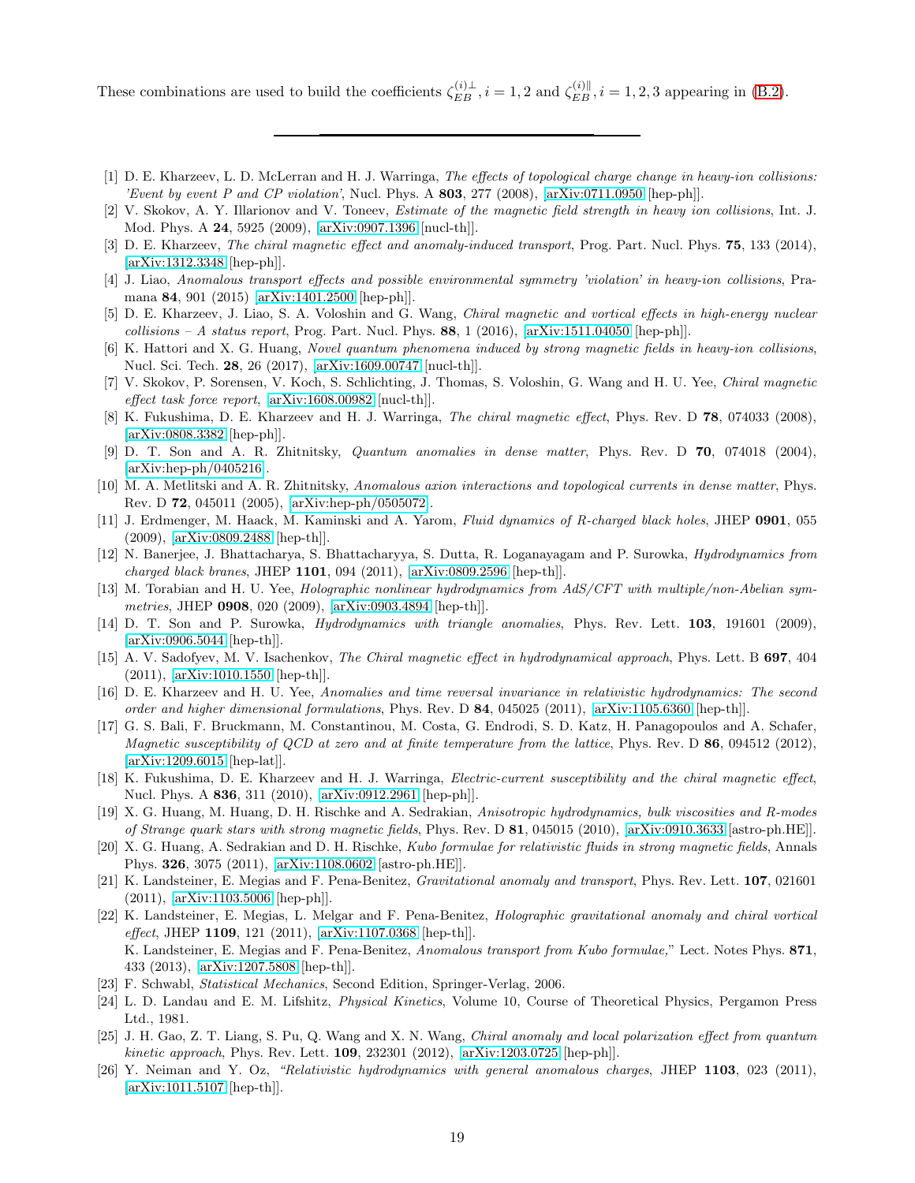These combinations are used to build the coefficients $\zeta_{EB}^{(i)\perp}, i = 1, 2$ and $\zeta_{EB}^{(i)\parallel}, i = 1, 2, 3$ appearing in (B.2).

---

[1] D. E. Kharzeev, L. D. McLerran and H. J. Warringa, *The effects of topological charge change in heavy-ion collisions: 'Event by event P and CP violation'*, Nucl. Phys. A **803**, 277 (2008), [arXiv:0711.0950 [hep-ph]].

[2] V. Skokov, A. Y. Illarionov and V. Toneev, *Estimate of the magnetic field strength in heavy ion collisions*, Int. J. Mod. Phys. A **24**, 5925 (2009), [arXiv:0907.1396 [nucl-th]].

[3] D. E. Kharzeev, *The chiral magnetic effect and anomaly-induced transport*, Prog. Part. Nucl. Phys. **75**, 133 (2014), [arXiv:1312.3348 [hep-ph]].

[4] J. Liao, *Anomalous transport effects and possible environmental symmetry 'violation' in heavy-ion collisions*, Pramana **84**, 901 (2015) [arXiv:1401.2500 [hep-ph]].

[5] D. E. Kharzeev, J. Liao, S. A. Voloshin and G. Wang, *Chiral magnetic and vortical effects in high-energy nuclear collisions – A status report*, Prog. Part. Nucl. Phys. **88**, 1 (2016), [arXiv:1511.04050 [hep-ph]].

[6] K. Hattori and X. G. Huang, *Novel quantum phenomena induced by strong magnetic fields in heavy-ion collisions*, Nucl. Sci. Tech. **28**, 26 (2017), [arXiv:1609.00747 [nucl-th]].

[7] V. Skokov, P. Sorensen, V. Koch, S. Schlichting, J. Thomas, S. Voloshin, G. Wang and H. U. Yee, *Chiral magnetic effect task force report*, [arXiv:1608.00982 [nucl-th]].

[8] K. Fukushima, D. E. Kharzeev and H. J. Warringa, *The chiral magnetic effect*, Phys. Rev. D **78**, 074033 (2008), [arXiv:0808.3382 [hep-ph]].

[9] D. T. Son and A. R. Zhitnitsky, *Quantum anomalies in dense matter*, Phys. Rev. D **70**, 074018 (2004), [arXiv:hep-ph/0405216].

[10] M. A. Metlitski and A. R. Zhitnitsky, *Anomalous axion interactions and topological currents in dense matter*, Phys. Rev. D **72**, 045011 (2005), [arXiv:hep-ph/0505072].

[11] J. Erdmenger, M. Haack, M. Kaminski and A. Yarom, *Fluid dynamics of R-charged black holes*, JHEP **0901**, 055 (2009), [arXiv:0809.2488 [hep-th]].

[12] N. Banerjee, J. Bhattacharya, S. Bhattacharyya, S. Dutta, R. Loganayagam and P. Surowka, *Hydrodynamics from charged black branes*, JHEP **1101**, 094 (2011), [arXiv:0809.2596 [hep-th]].

[13] M. Torabian and H. U. Yee, *Holographic nonlinear hydrodynamics from AdS/CFT with multiple/non-Abelian symmetries*, JHEP **0908**, 020 (2009), [arXiv:0903.4894 [hep-th]].

[14] D. T. Son and P. Surowka, *Hydrodynamics with triangle anomalies*, Phys. Rev. Lett. **103**, 191601 (2009), [arXiv:0906.5044 [hep-th]].

[15] A. V. Sadofyev, M. V. Isachenkov, *The Chiral magnetic effect in hydrodynamical approach*, Phys. Lett. B **697**, 404 (2011), [arXiv:1010.1550 [hep-th]].

[16] D. E. Kharzeev and H. U. Yee, *Anomalies and time reversal invariance in relativistic hydrodynamics: The second order and higher dimensional formulations*, Phys. Rev. D **84**, 045025 (2011), [arXiv:1105.6360 [hep-th]].

[17] G. S. Bali, F. Bruckmann, M. Constantinou, M. Costa, G. Endrodi, S. D. Katz, H. Panagopoulos and A. Schafer, *Magnetic susceptibility of QCD at zero and at finite temperature from the lattice*, Phys. Rev. D **86**, 094512 (2012), [arXiv:1209.6015 [hep-lat]].

[18] K. Fukushima, D. E. Kharzeev and H. J. Warringa, *Electric-current susceptibility and the chiral magnetic effect*, Nucl. Phys. A **836**, 311 (2010), [arXiv:0912.2961 [hep-ph]].

[19] X. G. Huang, M. Huang, D. H. Rischke and A. Sedrakian, *Anisotropic hydrodynamics, bulk viscosities and R-modes of Strange quark stars with strong magnetic fields*, Phys. Rev. D **81**, 045015 (2010), [arXiv:0910.3633 [astro-ph.HE]].

[20] X. G. Huang, A. Sedrakian and D. H. Rischke, *Kubo formulae for relativistic fluids in strong magnetic fields*, Annals Phys. **326**, 3075 (2011), [arXiv:1108.0602 [astro-ph.HE]].

[21] K. Landsteiner, E. Megias and F. Pena-Benitez, *Gravitational anomaly and transport*, Phys. Rev. Lett. **107**, 021601 (2011), [arXiv:1103.5006 [hep-ph]].

[22] K. Landsteiner, E. Megias, L. Melgar and F. Pena-Benitez, *Holographic gravitational anomaly and chiral vortical effect*, JHEP **1109**, 121 (2011), [arXiv:1107.0368 [hep-th]].
K. Landsteiner, E. Megias and F. Pena-Benitez, *Anomalous transport from Kubo formulae,*" Lect. Notes Phys. **871**, 433 (2013), [arXiv:1207.5808 [hep-th]].

[23] F. Schwabl, *Statistical Mechanics*, Second Edition, Springer-Verlag, 2006.

[24] L. D. Landau and E. M. Lifshitz, *Physical Kinetics*, Volume 10, Course of Theoretical Physics, Pergamon Press Ltd., 1981.

[25] J. H. Gao, Z. T. Liang, S. Pu, Q. Wang and X. N. Wang, *Chiral anomaly and local polarization effect from quantum kinetic approach*, Phys. Rev. Lett. **109**, 232301 (2012), [arXiv:1203.0725 [hep-ph]].

[26] Y. Neiman and Y. Oz, *"Relativistic hydrodynamics with general anomalous charges*, JHEP **1103**, 023 (2011), [arXiv:1011.5107 [hep-th]].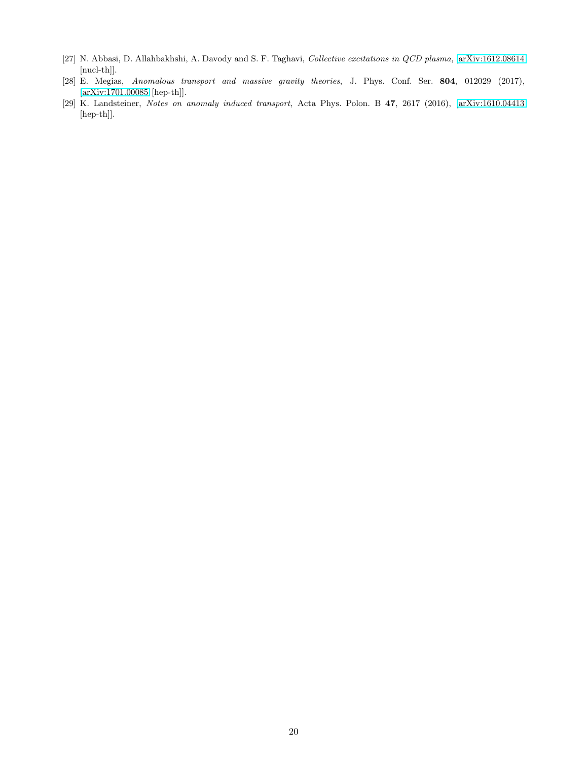[27] N. Abbasi, D. Allahbakhshi, A. Davody and S. F. Taghavi, *Collective excitations in QCD plasma*, arXiv:1612.08614 [nucl-th]].

[28] E. Megias, *Anomalous transport and massive gravity theories*, J. Phys. Conf. Ser. **804**, 012029 (2017), [arXiv:1701.00085 [hep-th]].

[29] K. Landsteiner, *Notes on anomaly induced transport*, Acta Phys. Polon. B **47**, 2617 (2016), [arXiv:1610.04413 [hep-th]].